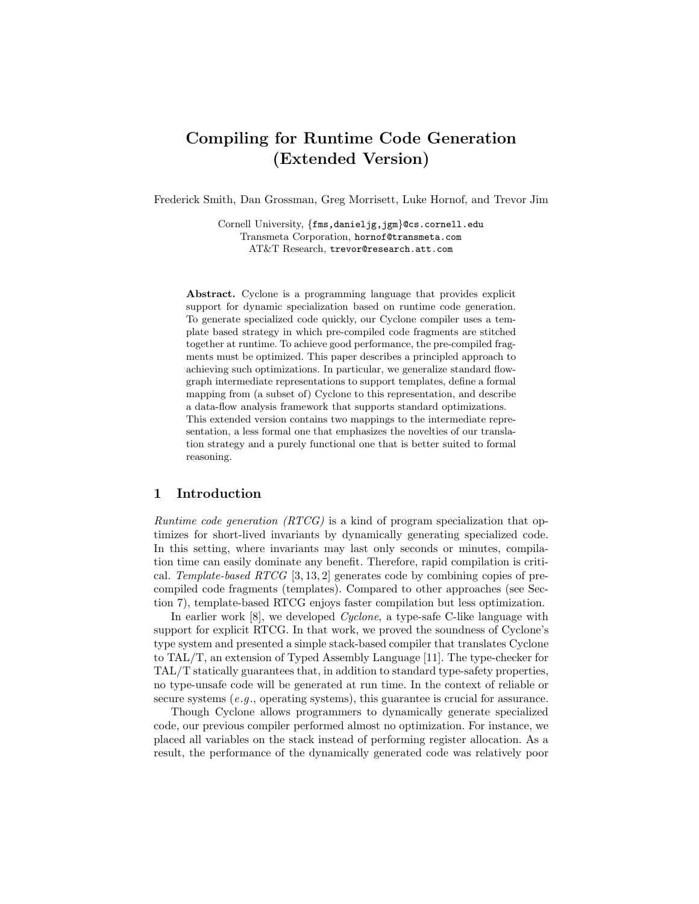# Compiling for Runtime Code Generation (Extended Version)

Frederick Smith, Dan Grossman, Greg Morrisett, Luke Hornof, and Trevor Jim

Cornell University, {fms,danieljg,jgm}@cs.cornell.edu
Transmeta Corporation, hornof@transmeta.com
AT&T Research, trevor@research.att.com

**Abstract.** Cyclone is a programming language that provides explicit support for dynamic specialization based on runtime code generation. To generate specialized code quickly, our Cyclone compiler uses a template based strategy in which pre-compiled code fragments are stitched together at runtime. To achieve good performance, the pre-compiled fragments must be optimized. This paper describes a principled approach to achieving such optimizations. In particular, we generalize standard flow-graph intermediate representations to support templates, define a formal mapping from (a subset of) Cyclone to this representation, and describe a data-flow analysis framework that supports standard optimizations. This extended version contains two mappings to the intermediate representation, a less formal one that emphasizes the novelties of our translation strategy and a purely functional one that is better suited to formal reasoning.

## 1 Introduction

*Runtime code generation (RTCG)* is a kind of program specialization that optimizes for short-lived invariants by dynamically generating specialized code. In this setting, where invariants may last only seconds or minutes, compilation time can easily dominate any benefit. Therefore, rapid compilation is critical. *Template-based RTCG* [3, 13, 2] generates code by combining copies of pre-compiled code fragments (templates). Compared to other approaches (see Section 7), template-based RTCG enjoys faster compilation but less optimization.

In earlier work [8], we developed *Cyclone*, a type-safe C-like language with support for explicit RTCG. In that work, we proved the soundness of Cyclone's type system and presented a simple stack-based compiler that translates Cyclone to TAL/T, an extension of Typed Assembly Language [11]. The type-checker for TAL/T statically guarantees that, in addition to standard type-safety properties, no type-unsafe code will be generated at run time. In the context of reliable or secure systems (*e.g.*, operating systems), this guarantee is crucial for assurance.

Though Cyclone allows programmers to dynamically generate specialized code, our previous compiler performed almost no optimization. For instance, we placed all variables on the stack instead of performing register allocation. As a result, the performance of the dynamically generated code was relatively poor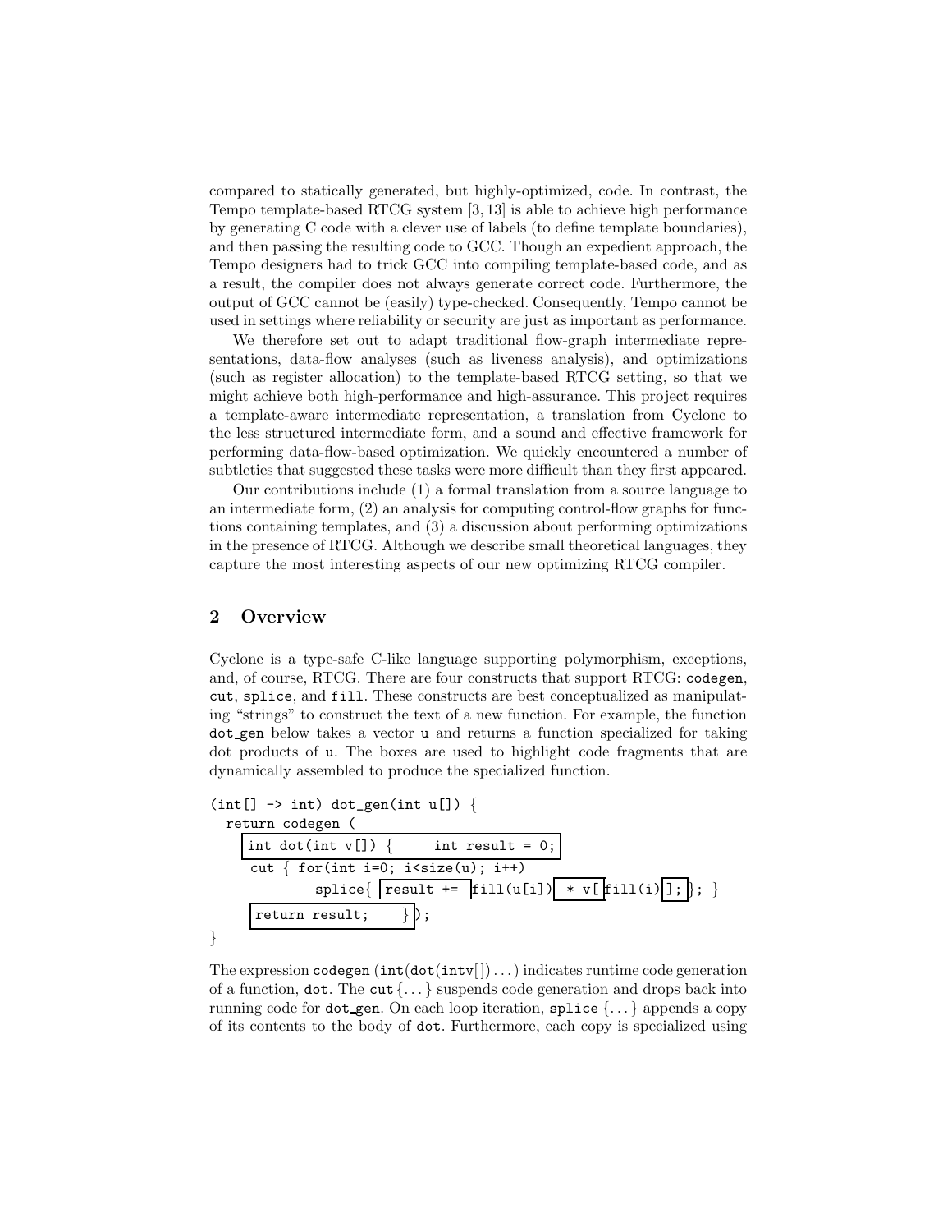compared to statically generated, but highly-optimized, code. In contrast, the Tempo template-based RTCG system [3, 13] is able to achieve high performance by generating C code with a clever use of labels (to define template boundaries), and then passing the resulting code to GCC. Though an expedient approach, the Tempo designers had to trick GCC into compiling template-based code, and as a result, the compiler does not always generate correct code. Furthermore, the output of GCC cannot be (easily) type-checked. Consequently, Tempo cannot be used in settings where reliability or security are just as important as performance.

We therefore set out to adapt traditional flow-graph intermediate representations, data-flow analyses (such as liveness analysis), and optimizations (such as register allocation) to the template-based RTCG setting, so that we might achieve both high-performance and high-assurance. This project requires a template-aware intermediate representation, a translation from Cyclone to the less structured intermediate form, and a sound and effective framework for performing data-flow-based optimization. We quickly encountered a number of subtleties that suggested these tasks were more difficult than they first appeared.

Our contributions include (1) a formal translation from a source language to an intermediate form, (2) an analysis for computing control-flow graphs for functions containing templates, and (3) a discussion about performing optimizations in the presence of RTCG. Although we describe small theoretical languages, they capture the most interesting aspects of our new optimizing RTCG compiler.

## 2 Overview

Cyclone is a type-safe C-like language supporting polymorphism, exceptions, and, of course, RTCG. There are four constructs that support RTCG: `codegen`, `cut`, `splice`, and `fill`. These constructs are best conceptualized as manipulating "strings" to construct the text of a new function. For example, the function `dot_gen` below takes a vector `u` and returns a function specialized for taking dot products of `u`. The boxes are used to highlight code fragments that are dynamically assembled to produce the specialized function.

```
(int[] -> int) dot_gen(int u[]) {
  return codegen (
    [int dot(int v[]) {     int result = 0;]
     cut { for(int i=0; i<size(u); i++)
           splice{ [result += ]fill(u[i])[ * v[]fill(i)[];]}; }
     [return result;    }]);
}
```

The expression `codegen (int(dot(intv[])...)` indicates runtime code generation of a function, `dot`. The `cut{...}` suspends code generation and drops back into running code for `dot_gen`. On each loop iteration, `splice {...}` appends a copy of its contents to the body of `dot`. Furthermore, each copy is specialized using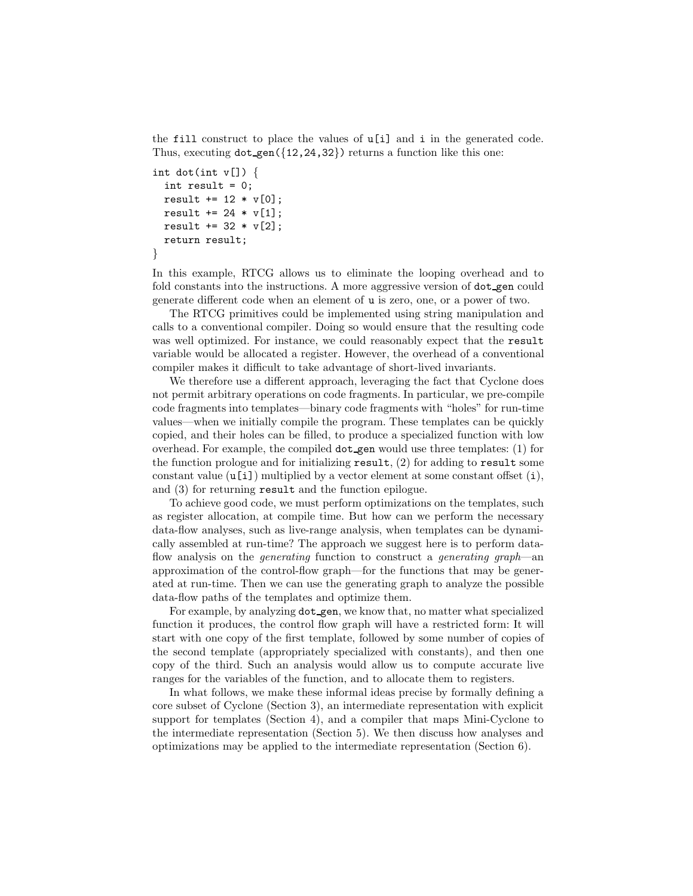the `fill` construct to place the values of `u[i]` and `i` in the generated code. Thus, executing `dot_gen({12,24,32})` returns a function like this one:

```
int dot(int v[]) {
  int result = 0;
  result += 12 * v[0];
  result += 24 * v[1];
  result += 32 * v[2];
  return result;
}
```

In this example, RTCG allows us to eliminate the looping overhead and to fold constants into the instructions. A more aggressive version of `dot_gen` could generate different code when an element of `u` is zero, one, or a power of two.

The RTCG primitives could be implemented using string manipulation and calls to a conventional compiler. Doing so would ensure that the resulting code was well optimized. For instance, we could reasonably expect that the `result` variable would be allocated a register. However, the overhead of a conventional compiler makes it difficult to take advantage of short-lived invariants.

We therefore use a different approach, leveraging the fact that Cyclone does not permit arbitrary operations on code fragments. In particular, we pre-compile code fragments into templates—binary code fragments with "holes" for run-time values—when we initially compile the program. These templates can be quickly copied, and their holes can be filled, to produce a specialized function with low overhead. For example, the compiled `dot_gen` would use three templates: (1) for the function prologue and for initializing `result`, (2) for adding to `result` some constant value (`u[i]`) multiplied by a vector element at some constant offset (`i`), and (3) for returning `result` and the function epilogue.

To achieve good code, we must perform optimizations on the templates, such as register allocation, at compile time. But how can we perform the necessary data-flow analyses, such as live-range analysis, when templates can be dynamically assembled at run-time? The approach we suggest here is to perform data-flow analysis on the *generating* function to construct a *generating graph*—an approximation of the control-flow graph—for the functions that may be generated at run-time. Then we can use the generating graph to analyze the possible data-flow paths of the templates and optimize them.

For example, by analyzing `dot_gen`, we know that, no matter what specialized function it produces, the control flow graph will have a restricted form: It will start with one copy of the first template, followed by some number of copies of the second template (appropriately specialized with constants), and then one copy of the third. Such an analysis would allow us to compute accurate live ranges for the variables of the function, and to allocate them to registers.

In what follows, we make these informal ideas precise by formally defining a core subset of Cyclone (Section 3), an intermediate representation with explicit support for templates (Section 4), and a compiler that maps Mini-Cyclone to the intermediate representation (Section 5). We then discuss how analyses and optimizations may be applied to the intermediate representation (Section 6).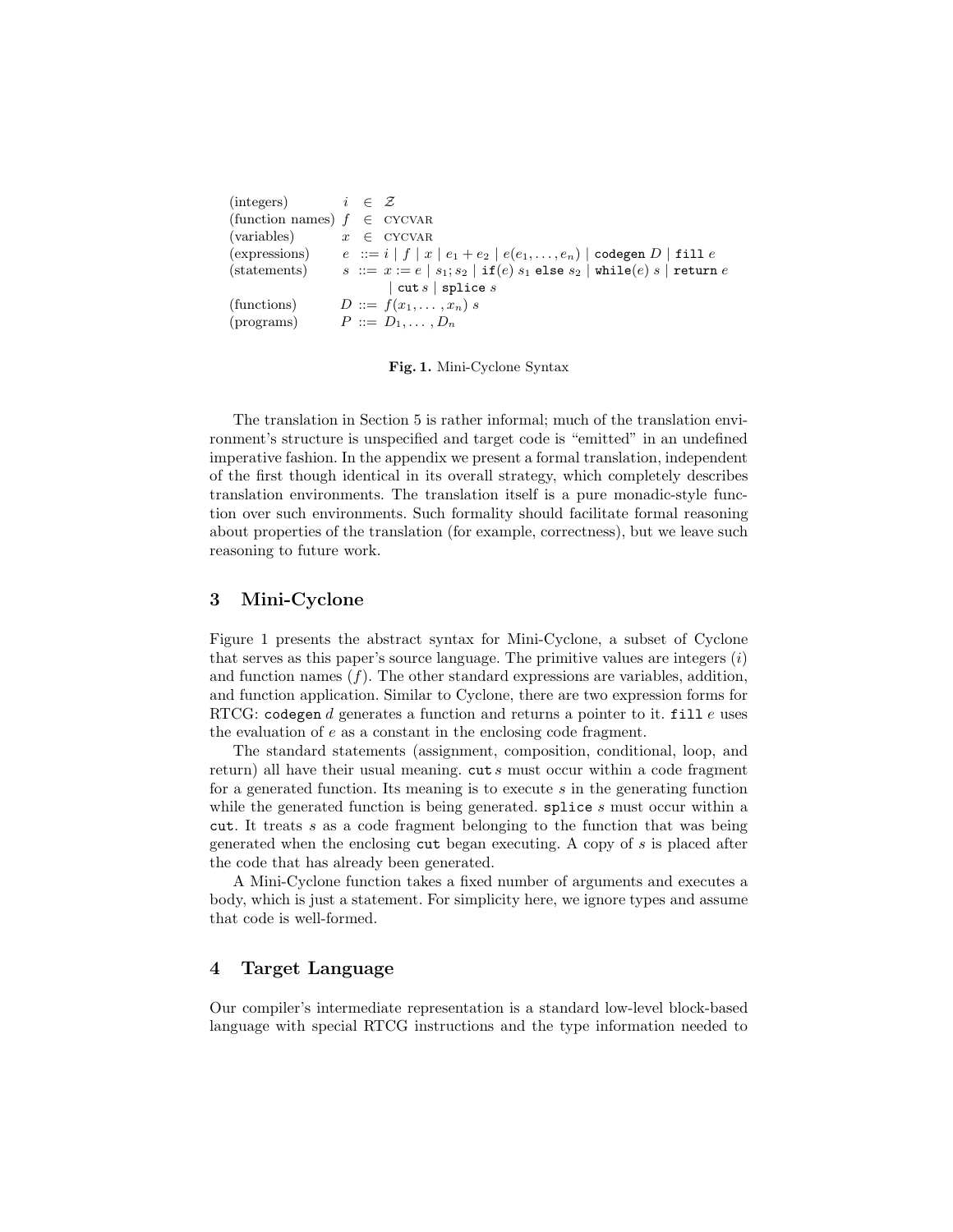| | | |
|---|---|---|
| (integers) | $i$ | $\in \mathcal{Z}$ |
| (function names) | $f$ | $\in$ CYCVAR |
| (variables) | $x$ | $\in$ CYCVAR |
| (expressions) | $e$ | $::= i \mid f \mid x \mid e_1 + e_2 \mid e(e_1, \ldots, e_n) \mid \texttt{codegen}\ D \mid \texttt{fill}\ e$ |
| (statements) | $s$ | $::= x := e \mid s_1; s_2 \mid \texttt{if}(e)\ s_1\ \texttt{else}\ s_2 \mid \texttt{while}(e)\ s \mid \texttt{return}\ e \mid \texttt{cut}\ s \mid \texttt{splice}\ s$ |
| (functions) | $D$ | $::= f(x_1, \ldots, x_n)\ s$ |
| (programs) | $P$ | $::= D_1, \ldots, D_n$ |

**Fig. 1.** Mini-Cyclone Syntax

The translation in Section 5 is rather informal; much of the translation environment's structure is unspecified and target code is "emitted" in an undefined imperative fashion. In the appendix we present a formal translation, independent of the first though identical in its overall strategy, which completely describes translation environments. The translation itself is a pure monadic-style function over such environments. Such formality should facilitate formal reasoning about properties of the translation (for example, correctness), but we leave such reasoning to future work.

## 3 Mini-Cyclone

Figure 1 presents the abstract syntax for Mini-Cyclone, a subset of Cyclone that serves as this paper's source language. The primitive values are integers ($i$) and function names ($f$). The other standard expressions are variables, addition, and function application. Similar to Cyclone, there are two expression forms for RTCG: `codegen` $d$ generates a function and returns a pointer to it. `fill` $e$ uses the evaluation of $e$ as a constant in the enclosing code fragment.

The standard statements (assignment, composition, conditional, loop, and return) all have their usual meaning. `cut` $s$ must occur within a code fragment for a generated function. Its meaning is to execute $s$ in the generating function while the generated function is being generated. `splice` $s$ must occur within a `cut`. It treats $s$ as a code fragment belonging to the function that was being generated when the enclosing `cut` began executing. A copy of $s$ is placed after the code that has already been generated.

A Mini-Cyclone function takes a fixed number of arguments and executes a body, which is just a statement. For simplicity here, we ignore types and assume that code is well-formed.

## 4 Target Language

Our compiler's intermediate representation is a standard low-level block-based language with special RTCG instructions and the type information needed to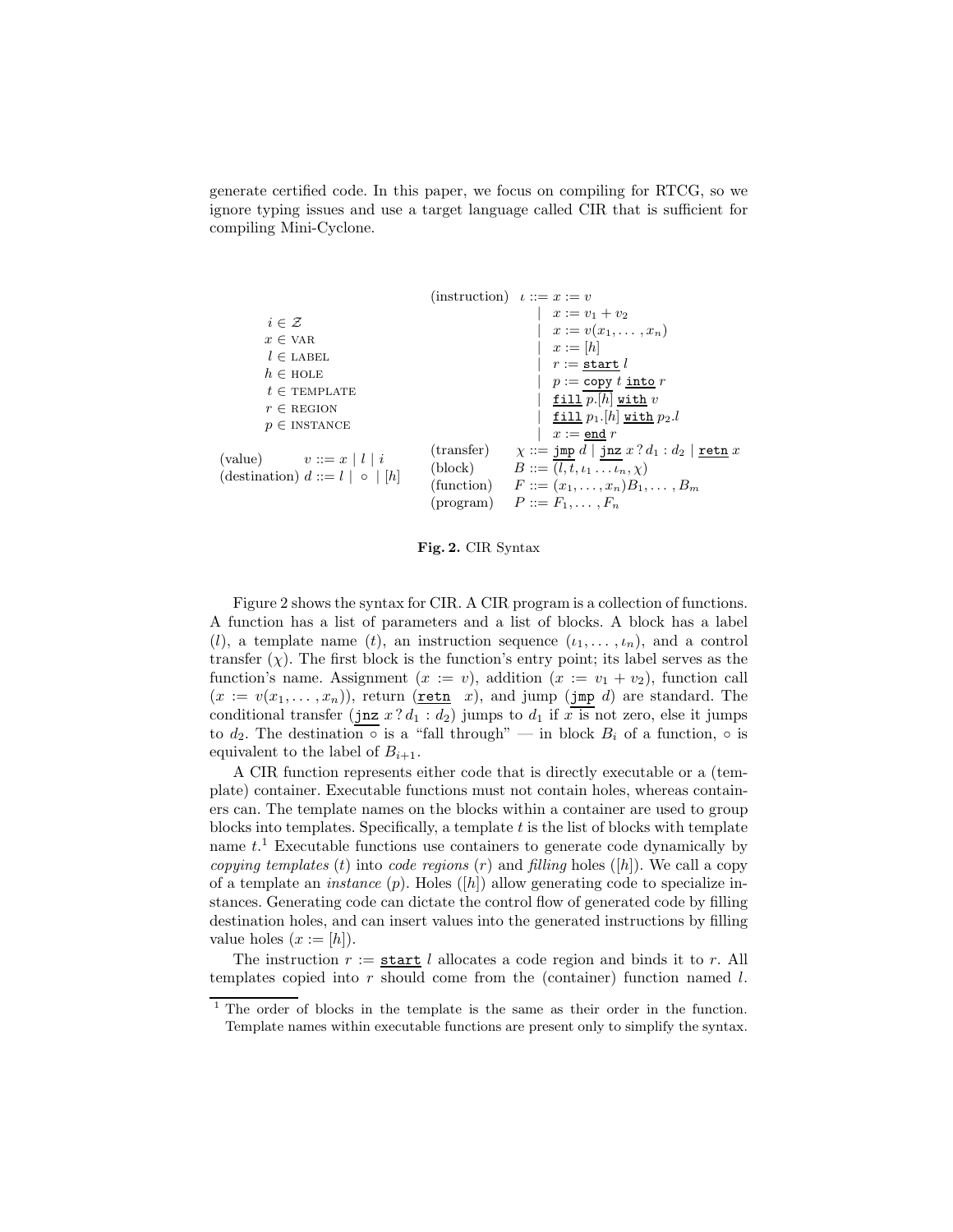generate certified code. In this paper, we focus on compiling for RTCG, so we ignore typing issues and use a target language called CIR that is sufficient for compiling Mini-Cyclone.

$$
\begin{array}{ll}
i \in \mathcal{Z} & \\
x \in \text{VAR} & \\
l \in \text{LABEL} & \\
h \in \text{HOLE} & \\
t \in \text{TEMPLATE} & \\
r \in \text{REGION} & \\
p \in \text{INSTANCE} & \\
\text{(value)} & v ::= x \mid l \mid i \\
\text{(destination)} & d ::= l \mid \circ \mid [h]
\end{array}
\qquad
\begin{array}{lrl}
\text{(instruction)} & \iota ::= & x := v \\
& \mid & x := v_1 + v_2 \\
& \mid & x := v(x_1, \ldots, x_n) \\
& \mid & x := [h] \\
& \mid & r := \underline{\texttt{start}}\ l \\
& \mid & p := \underline{\texttt{copy}}\ t\ \underline{\texttt{into}}\ r \\
& \mid & \underline{\texttt{fill}}\ p.[h]\ \underline{\texttt{with}}\ v \\
& \mid & \underline{\texttt{fill}}\ p_1.[h]\ \underline{\texttt{with}}\ p_2.l \\
& \mid & x := \underline{\texttt{end}}\ r \\
\text{(transfer)} & \chi ::= & \underline{\texttt{jmp}}\ d \mid \underline{\texttt{jnz}}\ x\,?\,d_1 : d_2 \mid \underline{\texttt{retn}}\ x \\
\text{(block)} & B ::= & \overline{(l, t, \iota_1 \ldots \iota_n, \chi)} \\
\text{(function)} & F ::= & (x_1, \ldots, x_n) B_1, \ldots, B_m \\
\text{(program)} & P ::= & F_1, \ldots, F_n
\end{array}
$$

**Fig. 2.** CIR Syntax

Figure 2 shows the syntax for CIR. A CIR program is a collection of functions. A function has a list of parameters and a list of blocks. A block has a label ($l$), a template name ($t$), an instruction sequence ($\iota_1, \ldots, \iota_n$), and a control transfer ($\chi$). The first block is the function's entry point; its label serves as the function's name. Assignment ($x := v$), addition ($x := v_1 + v_2$), function call ($x := v(x_1, \ldots, x_n)$), return ($\underline{\texttt{retn}}\ x$), and jump ($\underline{\texttt{jmp}}\ d$) are standard. The conditional transfer ($\underline{\texttt{jnz}}\ x\,?\,d_1 : d_2$) jumps to $d_1$ if $x$ is not zero, else it jumps to $d_2$. The destination $\circ$ is a "fall through" — in block $B_i$ of a function, $\circ$ is equivalent to the label of $B_{i+1}$.

A CIR function represents either code that is directly executable or a (template) container. Executable functions must not contain holes, whereas containers can. The template names on the blocks within a container are used to group blocks into templates. Specifically, a template $t$ is the list of blocks with template name $t$.[1] Executable functions use containers to generate code dynamically by *copying templates* ($t$) into *code regions* ($r$) and *filling* holes ($[h]$). We call a copy of a template an *instance* ($p$). Holes ($[h]$) allow generating code to specialize instances. Generating code can dictate the control flow of generated code by filling destination holes, and can insert values into the generated instructions by filling value holes ($x := [h]$).

The instruction $r := \underline{\texttt{start}}\ l$ allocates a code region and binds it to $r$. All templates copied into $r$ should come from the (container) function named $l$.

[1] The order of blocks in the template is the same as their order in the function. Template names within executable functions are present only to simplify the syntax.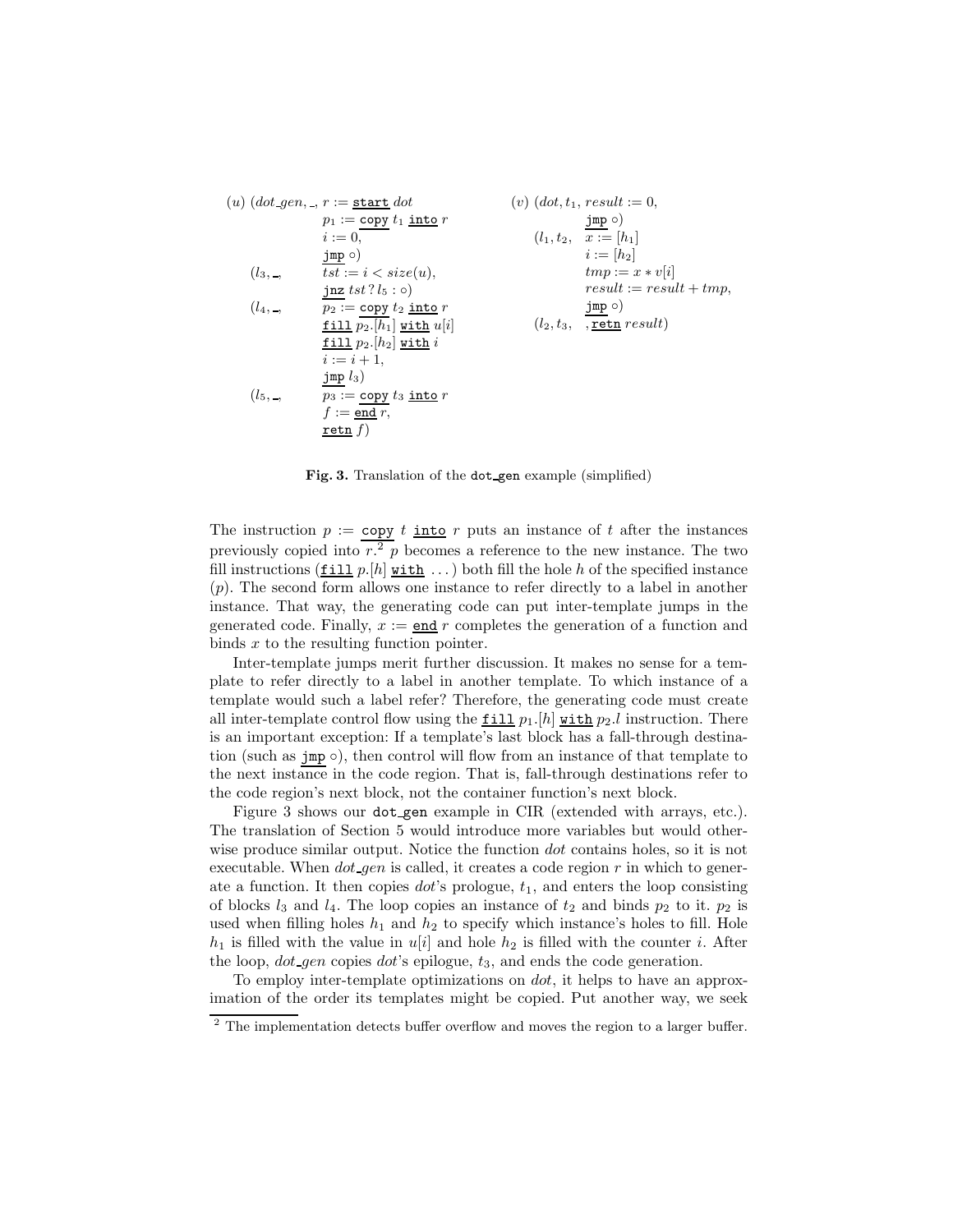```
(u) (dot_gen, _, r := start dot                (v) (dot, t1, result := 0,
                 p1 := copy t1 into r                        jmp ∘)
                 i := 0,                           (l1, t2,  x := [h1]
                 jmp ∘)                                      i := [h2]
     (l3, _,     tst := i < size(u),                         tmp := x * v[i]
                 jnz tst ? l5 : ∘)                           result := result + tmp,
     (l4, _,     p2 := copy t2 into r                        jmp ∘)
                 fill p2.[h1] with u[i]            (l2, t3,  , retn result)
                 fill p2.[h2] with i
                 i := i + 1,
                 jmp l3)
     (l5, _,     p3 := copy t3 into r
                 f := end r,
                 retn f)
```

**Fig. 3.** Translation of the `dot_gen` example (simplified)

The instruction $p$ := <u>copy</u> $t$ <u>into</u> $r$ puts an instance of $t$ after the instances previously copied into $r$.[2] $p$ becomes a reference to the new instance. The two fill instructions (<u>fill</u> $p.[h]$ <u>with</u> ...) both fill the hole $h$ of the specified instance ($p$). The second form allows one instance to refer directly to a label in another instance. That way, the generating code can put inter-template jumps in the generated code. Finally, $x$ := <u>end</u> $r$ completes the generation of a function and binds $x$ to the resulting function pointer.

Inter-template jumps merit further discussion. It makes no sense for a template to refer directly to a label in another template. To which instance of a template would such a label refer? Therefore, the generating code must create all inter-template control flow using the <u>fill</u> $p_1.[h]$ <u>with</u> $p_2.l$ instruction. There is an important exception: If a template's last block has a fall-through destination (such as <u>jmp</u> ∘), then control will flow from an instance of that template to the next instance in the code region. That is, fall-through destinations refer to the code region's next block, not the container function's next block.

Figure 3 shows our `dot_gen` example in CIR (extended with arrays, etc.). The translation of Section 5 would introduce more variables but would otherwise produce similar output. Notice the function *dot* contains holes, so it is not executable. When *dot_gen* is called, it creates a code region $r$ in which to generate a function. It then copies *dot*'s prologue, $t_1$, and enters the loop consisting of blocks $l_3$ and $l_4$. The loop copies an instance of $t_2$ and binds $p_2$ to it. $p_2$ is used when filling holes $h_1$ and $h_2$ to specify which instance's holes to fill. Hole $h_1$ is filled with the value in $u[i]$ and hole $h_2$ is filled with the counter $i$. After the loop, *dot_gen* copies *dot*'s epilogue, $t_3$, and ends the code generation.

To employ inter-template optimizations on *dot*, it helps to have an approximation of the order its templates might be copied. Put another way, we seek

[2] The implementation detects buffer overflow and moves the region to a larger buffer.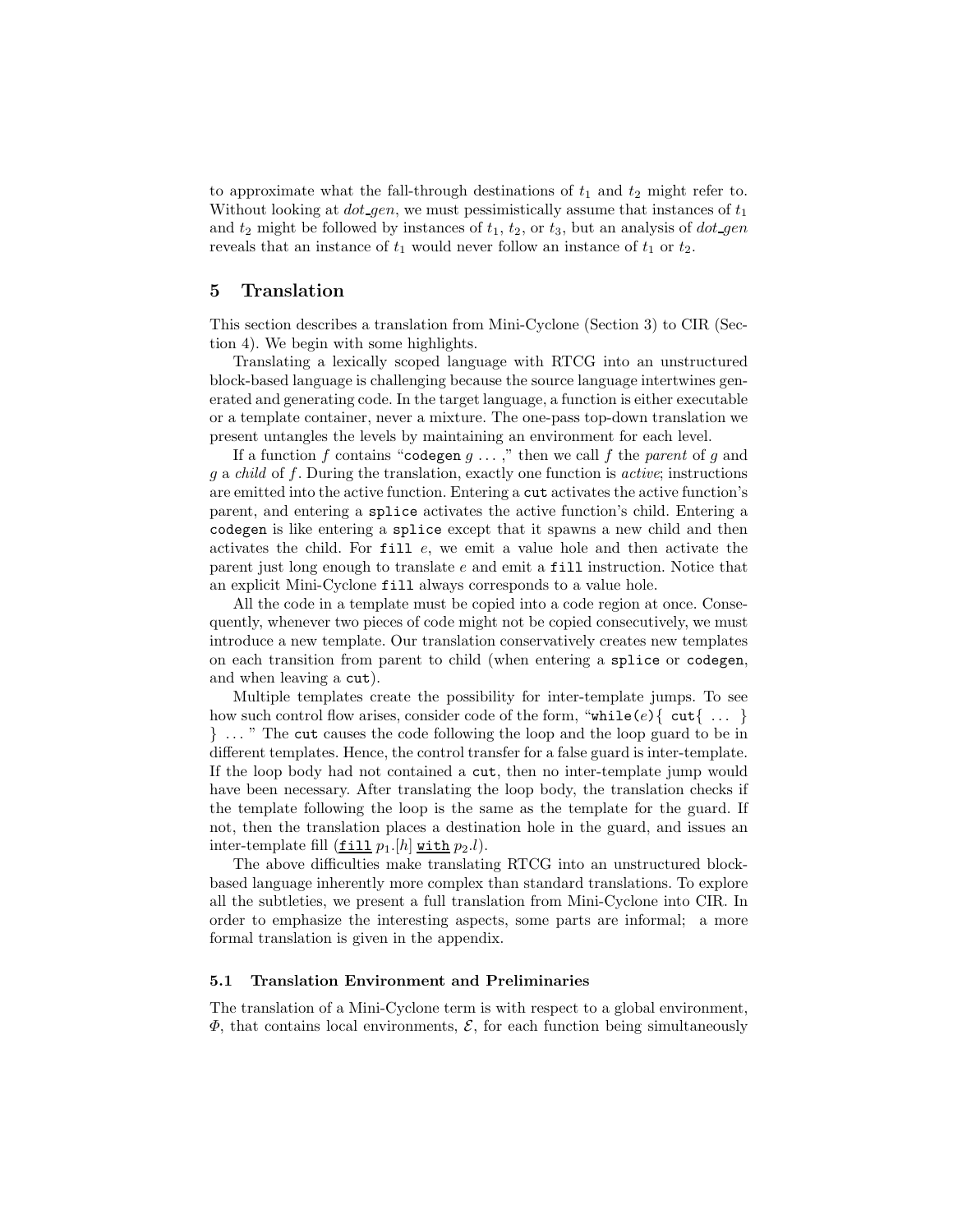to approximate what the fall-through destinations of $t_1$ and $t_2$ might refer to. Without looking at *dot_gen*, we must pessimistically assume that instances of $t_1$ and $t_2$ might be followed by instances of $t_1$, $t_2$, or $t_3$, but an analysis of *dot_gen* reveals that an instance of $t_1$ would never follow an instance of $t_1$ or $t_2$.

## 5 Translation

This section describes a translation from Mini-Cyclone (Section 3) to CIR (Section 4). We begin with some highlights.

Translating a lexically scoped language with RTCG into an unstructured block-based language is challenging because the source language intertwines generated and generating code. In the target language, a function is either executable or a template container, never a mixture. The one-pass top-down translation we present untangles the levels by maintaining an environment for each level.

If a function $f$ contains "`codegen` $g$ ...," then we call $f$ the *parent* of $g$ and $g$ a *child* of $f$. During the translation, exactly one function is *active*; instructions are emitted into the active function. Entering a `cut` activates the active function's parent, and entering a `splice` activates the active function's child. Entering a `codegen` is like entering a `splice` except that it spawns a new child and then activates the child. For `fill` $e$, we emit a value hole and then activate the parent just long enough to translate $e$ and emit a `fill` instruction. Notice that an explicit Mini-Cyclone `fill` always corresponds to a value hole.

All the code in a template must be copied into a code region at once. Consequently, whenever two pieces of code might not be copied consecutively, we must introduce a new template. Our translation conservatively creates new templates on each transition from parent to child (when entering a `splice` or `codegen`, and when leaving a `cut`).

Multiple templates create the possibility for inter-template jumps. To see how such control flow arises, consider code of the form, "`while(`$e$`){ cut{ ... } } ...`" The `cut` causes the code following the loop and the loop guard to be in different templates. Hence, the control transfer for a false guard is inter-template. If the loop body had not contained a `cut`, then no inter-template jump would have been necessary. After translating the loop body, the translation checks if the template following the loop is the same as the template for the guard. If not, then the translation places a destination hole in the guard, and issues an inter-template fill ($\underline{\texttt{fill}}\ p_1.[h]\ \underline{\texttt{with}}\ p_2.l$).

The above difficulties make translating RTCG into an unstructured block-based language inherently more complex than standard translations. To explore all the subtleties, we present a full translation from Mini-Cyclone into CIR. In order to emphasize the interesting aspects, some parts are informal; a more formal translation is given in the appendix.

### 5.1 Translation Environment and Preliminaries

The translation of a Mini-Cyclone term is with respect to a global environment, $\Phi$, that contains local environments, $\mathcal{E}$, for each function being simultaneously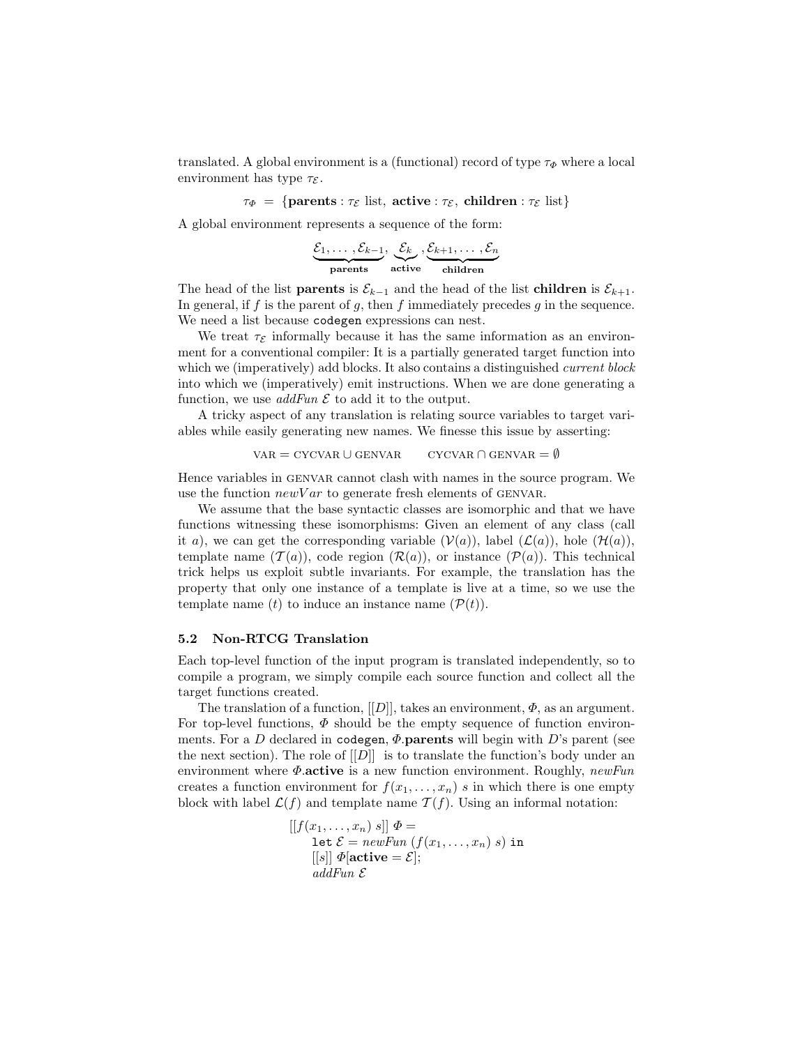translated. A global environment is a (functional) record of type $\tau_\Phi$ where a local environment has type $\tau_\mathcal{E}$.

$$\tau_\Phi \;=\; \{\textbf{parents} : \tau_\mathcal{E} \text{ list},\; \textbf{active} : \tau_\mathcal{E},\; \textbf{children} : \tau_\mathcal{E} \text{ list}\}$$

A global environment represents a sequence of the form:

$$\underbrace{\mathcal{E}_1, \ldots, \mathcal{E}_{k-1}}_{\textbf{parents}}, \underbrace{\mathcal{E}_k}_{\textbf{active}}, \underbrace{\mathcal{E}_{k+1}, \ldots, \mathcal{E}_n}_{\textbf{children}}$$

The head of the list **parents** is $\mathcal{E}_{k-1}$ and the head of the list **children** is $\mathcal{E}_{k+1}$. In general, if $f$ is the parent of $g$, then $f$ immediately precedes $g$ in the sequence. We need a list because `codegen` expressions can nest.

We treat $\tau_\mathcal{E}$ informally because it has the same information as an environment for a conventional compiler: It is a partially generated target function into which we (imperatively) add blocks. It also contains a distinguished *current block* into which we (imperatively) emit instructions. When we are done generating a function, we use *addFun* $\mathcal{E}$ to add it to the output.

A tricky aspect of any translation is relating source variables to target variables while easily generating new names. We finesse this issue by asserting:

$$\text{VAR} = \text{CYCVAR} \cup \text{GENVAR} \qquad \text{CYCVAR} \cap \text{GENVAR} = \emptyset$$

Hence variables in GENVAR cannot clash with names in the source program. We use the function *newVar* to generate fresh elements of GENVAR.

We assume that the base syntactic classes are isomorphic and that we have functions witnessing these isomorphisms: Given an element of any class (call it $a$), we can get the corresponding variable ($\mathcal{V}(a)$), label ($\mathcal{L}(a)$), hole ($\mathcal{H}(a)$), template name ($\mathcal{T}(a)$), code region ($\mathcal{R}(a)$), or instance ($\mathcal{P}(a)$). This technical trick helps us exploit subtle invariants. For example, the translation has the property that only one instance of a template is live at a time, so we use the template name ($t$) to induce an instance name ($\mathcal{P}(t)$).

### 5.2 Non-RTCG Translation

Each top-level function of the input program is translated independently, so to compile a program, we simply compile each source function and collect all the target functions created.

The translation of a function, $[[D]]$, takes an environment, $\Phi$, as an argument. For top-level functions, $\Phi$ should be the empty sequence of function environments. For a $D$ declared in `codegen`, $\Phi$.**parents** will begin with $D$'s parent (see the next section). The role of $[[D]]$ is to translate the function's body under an environment where $\Phi$.**active** is a new function environment. Roughly, *newFun* creates a function environment for $f(x_1, \ldots, x_n)\; s$ in which there is one empty block with label $\mathcal{L}(f)$ and template name $\mathcal{T}(f)$. Using an informal notation:

$$
\begin{array}{l}
[[f(x_1, \ldots, x_n)\; s]]\; \Phi = \\
\quad \texttt{let}\; \mathcal{E} = \textit{newFun}\; (f(x_1, \ldots, x_n)\; s)\; \texttt{in} \\
\quad [[s]]\; \Phi[\textbf{active} = \mathcal{E}]; \\
\quad \textit{addFun}\; \mathcal{E}
\end{array}
$$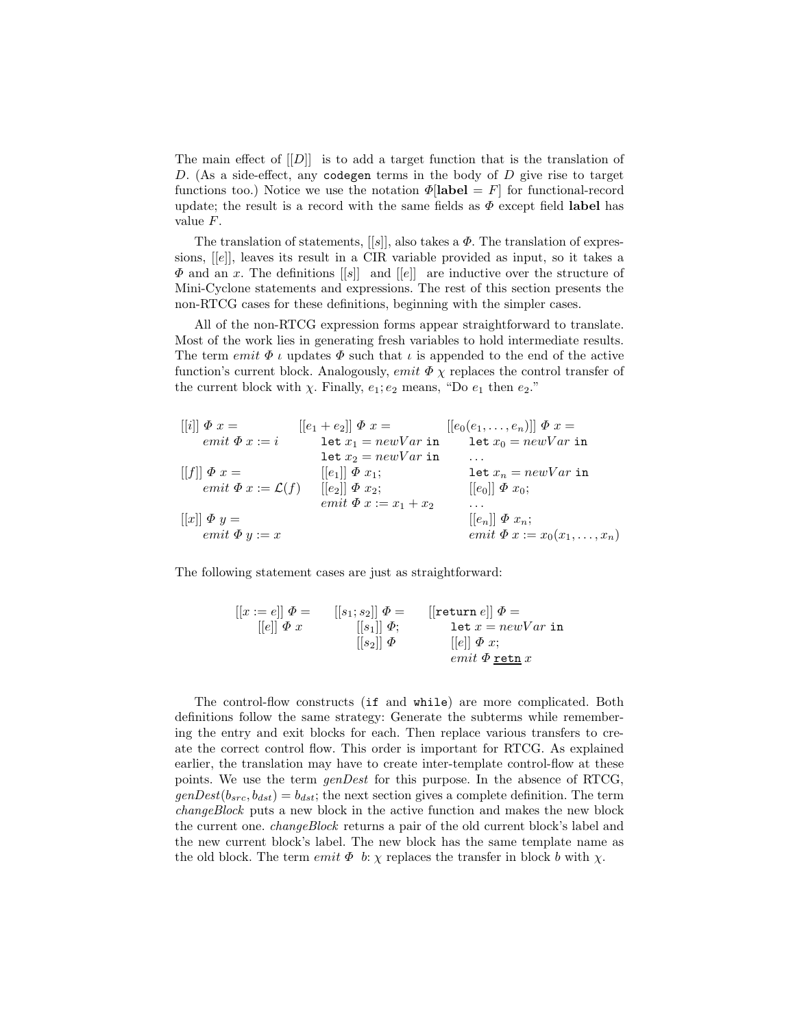The main effect of $[[D]]$ is to add a target function that is the translation of $D$. (As a side-effect, any `codegen` terms in the body of $D$ give rise to target functions too.) Notice we use the notation $\Phi[\mathbf{label} = F]$ for functional-record update; the result is a record with the same fields as $\Phi$ except field **label** has value $F$.

The translation of statements, $[[s]]$, also takes a $\Phi$. The translation of expressions, $[[e]]$, leaves its result in a CIR variable provided as input, so it takes a $\Phi$ and an $x$. The definitions $[[s]]$ and $[[e]]$ are inductive over the structure of Mini-Cyclone statements and expressions. The rest of this section presents the non-RTCG cases for these definitions, beginning with the simpler cases.

All of the non-RTCG expression forms appear straightforward to translate. Most of the work lies in generating fresh variables to hold intermediate results. The term $emit\ \Phi\ \iota$ updates $\Phi$ such that $\iota$ is appended to the end of the active function's current block. Analogously, $emit\ \Phi\ \chi$ replaces the control transfer of the current block with $\chi$. Finally, $e_1; e_2$ means, "Do $e_1$ then $e_2$."

$$
\begin{array}{lll}
[[i]]\ \Phi\ x = & [[e_1 + e_2]]\ \Phi\ x = & [[e_0(e_1, \ldots, e_n)]]\ \Phi\ x = \\
\quad emit\ \Phi\ x := i & \quad \texttt{let}\ x_1 = newVar\ \texttt{in} & \quad \texttt{let}\ x_0 = newVar\ \texttt{in} \\
 & \quad \texttt{let}\ x_2 = newVar\ \texttt{in} & \quad \ldots \\
[[f]]\ \Phi\ x = & \quad [[e_1]]\ \Phi\ x_1; & \quad \texttt{let}\ x_n = newVar\ \texttt{in} \\
\quad emit\ \Phi\ x := \mathcal{L}(f) & \quad [[e_2]]\ \Phi\ x_2; & \quad [[e_0]]\ \Phi\ x_0; \\
 & \quad emit\ \Phi\ x := x_1 + x_2 & \quad \ldots \\
[[x]]\ \Phi\ y = & & \quad [[e_n]]\ \Phi\ x_n; \\
\quad emit\ \Phi\ y := x & & \quad emit\ \Phi\ x := x_0(x_1, \ldots, x_n)
\end{array}
$$

The following statement cases are just as straightforward:

$$
\begin{array}{lll}
[[x := e]]\ \Phi = & [[s_1; s_2]]\ \Phi = & [[\texttt{return}\ e]]\ \Phi = \\
\quad [[e]]\ \Phi\ x & \quad [[s_1]]\ \Phi; & \quad \texttt{let}\ x = newVar\ \texttt{in} \\
 & \quad [[s_2]]\ \Phi & \quad [[e]]\ \Phi\ x; \\
 & & \quad emit\ \Phi\ \underline{\texttt{retn}}\ x
\end{array}
$$

The control-flow constructs (`if` and `while`) are more complicated. Both definitions follow the same strategy: Generate the subterms while remembering the entry and exit blocks for each. Then replace various transfers to create the correct control flow. This order is important for RTCG. As explained earlier, the translation may have to create inter-template control-flow at these points. We use the term *genDest* for this purpose. In the absence of RTCG, $genDest(b_{src}, b_{dst}) = b_{dst}$; the next section gives a complete definition. The term *changeBlock* puts a new block in the active function and makes the new block the current one. *changeBlock* returns a pair of the old current block's label and the new current block's label. The new block has the same template name as the old block. The term $emit\ \Phi\ \ b{:}\ \chi$ replaces the transfer in block $b$ with $\chi$.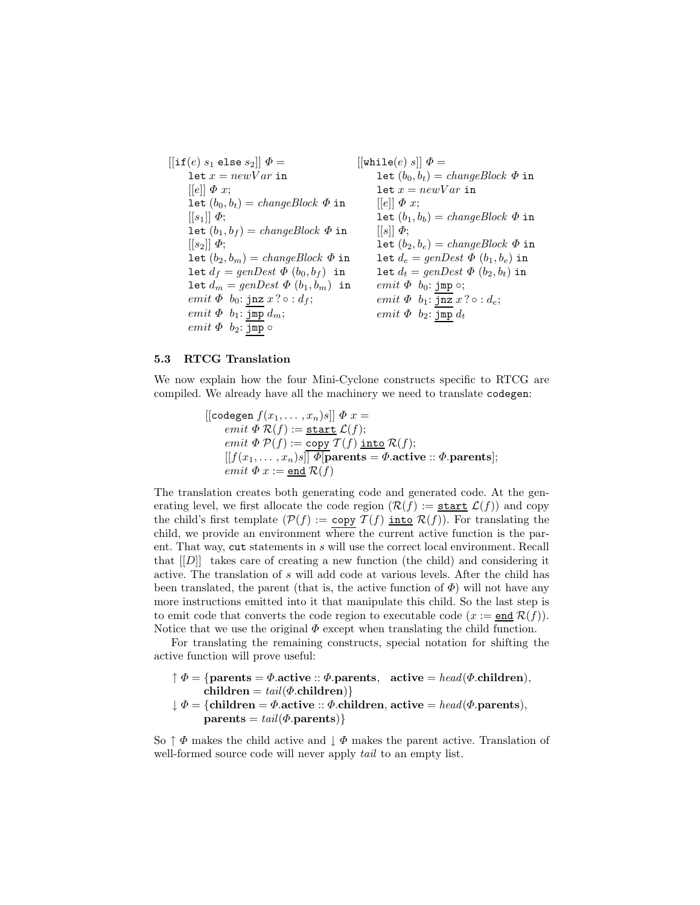$$
\begin{array}{ll}
[[\texttt{if}(e)\ s_1\ \texttt{else}\ s_2]]\ \Phi = & [[\texttt{while}(e)\ s]]\ \Phi = \\
\quad \texttt{let}\ x = newVar\ \texttt{in} & \quad \texttt{let}\ (b_0, b_t) = changeBlock\ \Phi\ \texttt{in} \\
\quad [[e]]\ \Phi\ x; & \quad \texttt{let}\ x = newVar\ \texttt{in} \\
\quad \texttt{let}\ (b_0, b_t) = changeBlock\ \Phi\ \texttt{in} & \quad [[e]]\ \Phi\ x; \\
\quad [[s_1]]\ \Phi; & \quad \texttt{let}\ (b_1, b_b) = changeBlock\ \Phi\ \texttt{in} \\
\quad \texttt{let}\ (b_1, b_f) = changeBlock\ \Phi\ \texttt{in} & \quad [[s]]\ \Phi; \\
\quad [[s_2]]\ \Phi; & \quad \texttt{let}\ (b_2, b_e) = changeBlock\ \Phi\ \texttt{in} \\
\quad \texttt{let}\ (b_2, b_m) = changeBlock\ \Phi\ \texttt{in} & \quad \texttt{let}\ d_e = genDest\ \Phi\ (b_1, b_e)\ \texttt{in} \\
\quad \texttt{let}\ d_f = genDest\ \Phi\ (b_0, b_f)\ \texttt{in} & \quad \texttt{let}\ d_t = genDest\ \Phi\ (b_2, b_t)\ \texttt{in} \\
\quad \texttt{let}\ d_m = genDest\ \Phi\ (b_1, b_m)\ \texttt{in} & \quad emit\ \Phi\ \ b_0\text{: }\underline{\texttt{jmp}}\circ; \\
\quad emit\ \Phi\ \ b_0\text{: }\underline{\texttt{jnz}}\ x\ ?\circ : d_f; & \quad emit\ \Phi\ \ b_1\text{: }\underline{\texttt{jnz}}\ x\ ?\circ : d_e; \\
\quad emit\ \Phi\ \ b_1\text{: }\underline{\texttt{jmp}}\ d_m; & \quad emit\ \Phi\ \ b_2\text{: }\underline{\texttt{jmp}}\ d_t \\
\quad emit\ \Phi\ \ b_2\text{: }\underline{\texttt{jmp}}\circ &
\end{array}
$$

### 5.3 RTCG Translation

We now explain how the four Mini-Cyclone constructs specific to RTCG are compiled. We already have all the machinery we need to translate `codegen`:

$$
\begin{array}{l}
[[\texttt{codegen}\ f(x_1, \ldots, x_n)s]]\ \Phi\ x = \\
\quad emit\ \Phi\ \mathcal{R}(f) := \underline{\texttt{start}}\ \mathcal{L}(f); \\
\quad emit\ \Phi\ \mathcal{P}(f) := \underline{\texttt{copy}}\ \mathcal{T}(f)\ \underline{\texttt{into}}\ \mathcal{R}(f); \\
\quad [[f(x_1, \ldots, x_n)s]]\ \Phi[\textbf{parents} = \Phi.\textbf{active} :: \Phi.\textbf{parents}]; \\
\quad emit\ \Phi\ x := \underline{\texttt{end}}\ \mathcal{R}(f)
\end{array}
$$

The translation creates both generating code and generated code. At the generating level, we first allocate the code region ($\mathcal{R}(f) := \underline{\texttt{start}}\ \mathcal{L}(f)$) and copy the child's first template ($\mathcal{P}(f) := \underline{\texttt{copy}}\ \mathcal{T}(f)\ \underline{\texttt{into}}\ \mathcal{R}(f)$). For translating the child, we provide an environment where the current active function is the parent. That way, `cut` statements in $s$ will use the correct local environment. Recall that $[[D]]$ takes care of creating a new function (the child) and considering it active. The translation of $s$ will add code at various levels. After the child has been translated, the parent (that is, the active function of $\Phi$) will not have any more instructions emitted into it that manipulate this child. So the last step is to emit code that converts the code region to executable code ($x := \underline{\texttt{end}}\ \mathcal{R}(f)$). Notice that we use the original $\Phi$ except when translating the child function.

For translating the remaining constructs, special notation for shifting the active function will prove useful:

$$
\begin{array}{l}
\uparrow \Phi = \{\textbf{parents} = \Phi.\textbf{active} :: \Phi.\textbf{parents},\quad \textbf{active} = head(\Phi.\textbf{children}), \\
\qquad \textbf{children} = tail(\Phi.\textbf{children})\} \\
\downarrow \Phi = \{\textbf{children} = \Phi.\textbf{active} :: \Phi.\textbf{children}, \textbf{active} = head(\Phi.\textbf{parents}), \\
\qquad \textbf{parents} = tail(\Phi.\textbf{parents})\}
\end{array}
$$

So $\uparrow \Phi$ makes the child active and $\downarrow \Phi$ makes the parent active. Translation of well-formed source code will never apply *tail* to an empty list.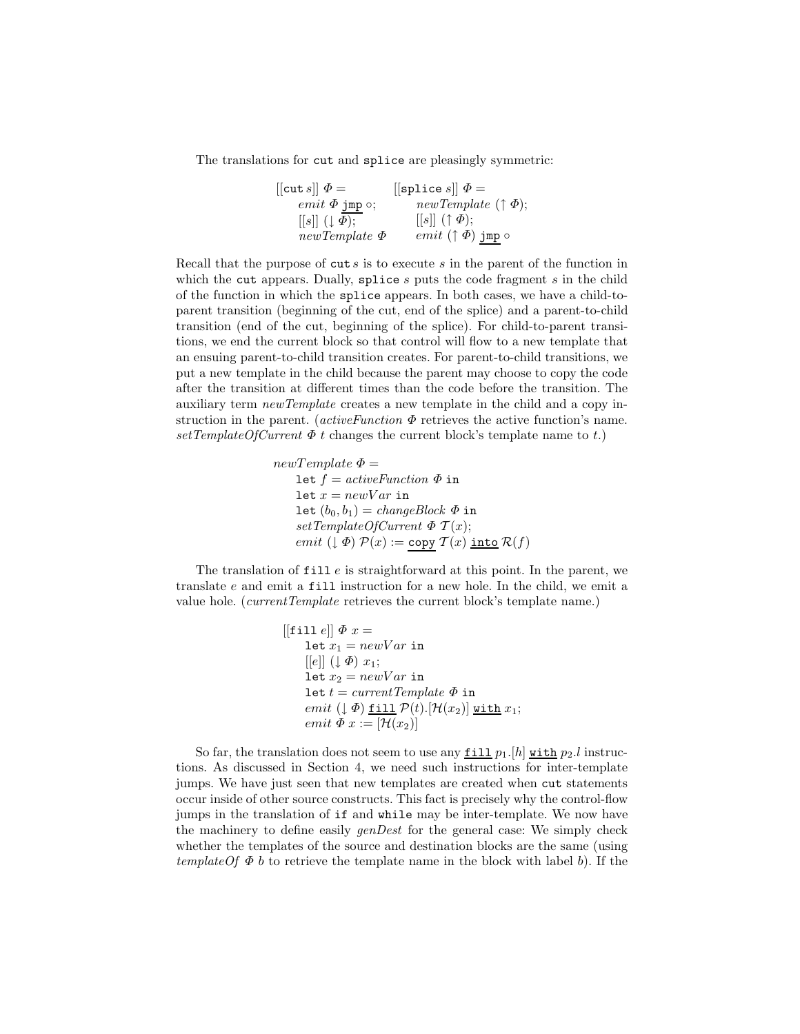The translations for `cut` and `splice` are pleasingly symmetric:

$$
\begin{array}{ll}
[[\texttt{cut}\,s]]\ \Phi = & [[\texttt{splice}\,s]]\ \Phi = \\
\quad \mathit{emit}\ \Phi\ \underline{\texttt{jmp}} \circ; & \quad \mathit{newTemplate}\ (\uparrow \Phi); \\
\quad [[s]]\ (\downarrow \Phi); & \quad [[s]]\ (\uparrow \Phi); \\
\quad \mathit{newTemplate}\ \Phi & \quad \mathit{emit}\ (\uparrow \Phi)\ \underline{\texttt{jmp}} \circ
\end{array}
$$

Recall that the purpose of `cut` $s$ is to execute $s$ in the parent of the function in which the `cut` appears. Dually, `splice` $s$ puts the code fragment $s$ in the child of the function in which the `splice` appears. In both cases, we have a child-to-parent transition (beginning of the cut, end of the splice) and a parent-to-child transition (end of the cut, beginning of the splice). For child-to-parent transitions, we end the current block so that control will flow to a new template that an ensuing parent-to-child transition creates. For parent-to-child transitions, we put a new template in the child because the parent may choose to copy the code after the transition at different times than the code before the transition. The auxiliary term *newTemplate* creates a new template in the child and a copy instruction in the parent. (*activeFunction* $\Phi$ retrieves the active function's name. *setTemplateOfCurrent* $\Phi$ $t$ changes the current block's template name to $t$.)

$$
\begin{array}{l}
\mathit{newTemplate}\ \Phi = \\
\quad \texttt{let}\ f = \mathit{activeFunction}\ \Phi\ \texttt{in} \\
\quad \texttt{let}\ x = \mathit{newVar}\ \texttt{in} \\
\quad \texttt{let}\ (b_0, b_1) = \mathit{changeBlock}\ \Phi\ \texttt{in} \\
\quad \mathit{setTemplateOfCurrent}\ \Phi\ \mathcal{T}(x); \\
\quad \mathit{emit}\ (\downarrow \Phi)\ \mathcal{P}(x) := \underline{\texttt{copy}}\ \mathcal{T}(x)\ \underline{\texttt{into}}\ \mathcal{R}(f)
\end{array}
$$

The translation of `fill` $e$ is straightforward at this point. In the parent, we translate $e$ and emit a `fill` instruction for a new hole. In the child, we emit a value hole. (*currentTemplate* retrieves the current block's template name.)

$$
\begin{array}{l}
[[\texttt{fill}\ e]]\ \Phi\ x = \\
\quad \texttt{let}\ x_1 = \mathit{newVar}\ \texttt{in} \\
\quad [[e]]\ (\downarrow \Phi)\ x_1; \\
\quad \texttt{let}\ x_2 = \mathit{newVar}\ \texttt{in} \\
\quad \texttt{let}\ t = \mathit{currentTemplate}\ \Phi\ \texttt{in} \\
\quad \mathit{emit}\ (\downarrow \Phi)\ \underline{\texttt{fill}}\ \mathcal{P}(t).[\mathcal{H}(x_2)]\ \underline{\texttt{with}}\ x_1; \\
\quad \mathit{emit}\ \Phi\ x := [\mathcal{H}(x_2)]
\end{array}
$$

So far, the translation does not seem to use any $\underline{\texttt{fill}}\ p_1.[h]\ \underline{\texttt{with}}\ p_2.l$ instructions. As discussed in Section 4, we need such instructions for inter-template jumps. We have just seen that new templates are created when `cut` statements occur inside of other source constructs. This fact is precisely why the control-flow jumps in the translation of `if` and `while` may be inter-template. We now have the machinery to define easily *genDest* for the general case: We simply check whether the templates of the source and destination blocks are the same (using *templateOf* $\Phi$ $b$ to retrieve the template name in the block with label $b$). If the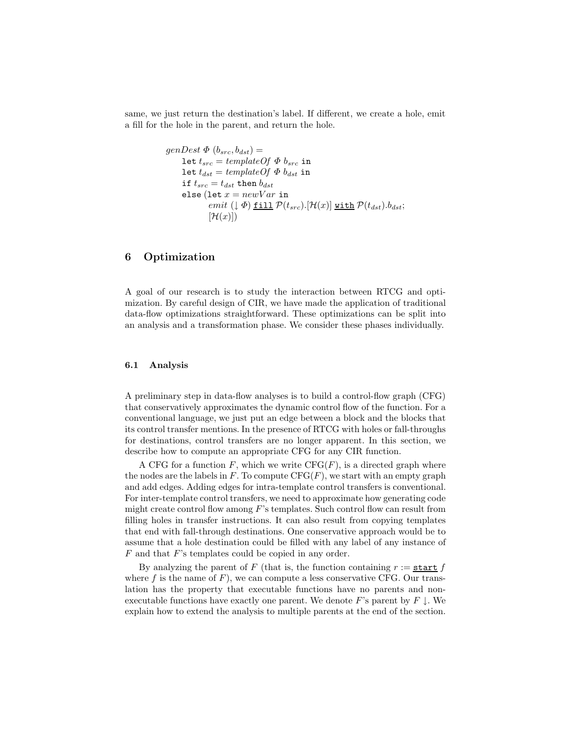same, we just return the destination's label. If different, we create a hole, emit a fill for the hole in the parent, and return the hole.

$$
\begin{array}{l}
\mathit{genDest}\ \Phi\ (b_{src}, b_{dst}) = \\
\quad \texttt{let}\ t_{src} = \mathit{templateOf}\ \Phi\ b_{src}\ \texttt{in} \\
\quad \texttt{let}\ t_{dst} = \mathit{templateOf}\ \Phi\ b_{dst}\ \texttt{in} \\
\quad \texttt{if}\ t_{src} = t_{dst}\ \texttt{then}\ b_{dst} \\
\quad \texttt{else}\ (\texttt{let}\ x = \mathit{newVar}\ \texttt{in} \\
\qquad \mathit{emit}\ (\downarrow \Phi)\ \underline{\texttt{fill}}\ \mathcal{P}(t_{src}).[\mathcal{H}(x)]\ \underline{\texttt{with}}\ \mathcal{P}(t_{dst}).b_{dst}; \\
\qquad [\mathcal{H}(x)])
\end{array}
$$

## 6 Optimization

A goal of our research is to study the interaction between RTCG and optimization. By careful design of CIR, we have made the application of traditional data-flow optimizations straightforward. These optimizations can be split into an analysis and a transformation phase. We consider these phases individually.

### 6.1 Analysis

A preliminary step in data-flow analyses is to build a control-flow graph (CFG) that conservatively approximates the dynamic control flow of the function. For a conventional language, we just put an edge between a block and the blocks that its control transfer mentions. In the presence of RTCG with holes or fall-throughs for destinations, control transfers are no longer apparent. In this section, we describe how to compute an appropriate CFG for any CIR function.

A CFG for a function $F$, which we write $\mathrm{CFG}(F)$, is a directed graph where the nodes are the labels in $F$. To compute $\mathrm{CFG}(F)$, we start with an empty graph and add edges. Adding edges for intra-template control transfers is conventional. For inter-template control transfers, we need to approximate how generating code might create control flow among $F$'s templates. Such control flow can result from filling holes in transfer instructions. It can also result from copying templates that end with fall-through destinations. One conservative approach would be to assume that a hole destination could be filled with any label of any instance of $F$ and that $F$'s templates could be copied in any order.

By analyzing the parent of $F$ (that is, the function containing $r := \underline{\texttt{start}}\ f$ where $f$ is the name of $F$), we can compute a less conservative CFG. Our translation has the property that executable functions have no parents and non-executable functions have exactly one parent. We denote $F$'s parent by $F \downarrow$. We explain how to extend the analysis to multiple parents at the end of the section.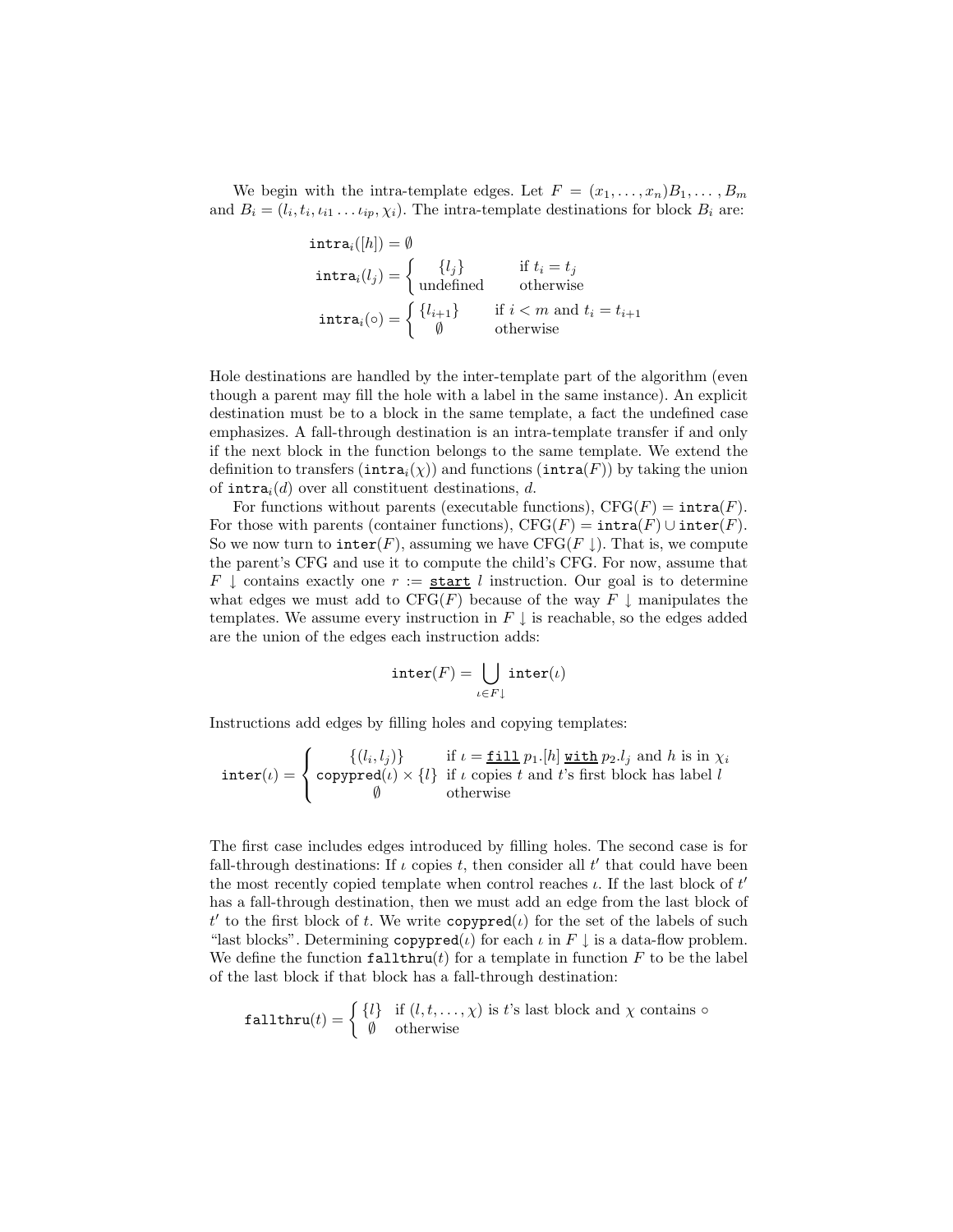We begin with the intra-template edges. Let $F = (x_1, \ldots, x_n)B_1, \ldots, B_m$ and $B_i = (l_i, t_i, \iota_{i1} \ldots \iota_{ip}, \chi_i)$. The intra-template destinations for block $B_i$ are:

$$
\begin{aligned}
\mathtt{intra}_i([h]) &= \emptyset \\
\mathtt{intra}_i(l_j) &= \begin{cases} \{l_j\} & \text{if } t_i = t_j \\ \text{undefined} & \text{otherwise} \end{cases} \\
\mathtt{intra}_i(\circ) &= \begin{cases} \{l_{i+1}\} & \text{if } i < m \text{ and } t_i = t_{i+1} \\ \emptyset & \text{otherwise} \end{cases}
\end{aligned}
$$

Hole destinations are handled by the inter-template part of the algorithm (even though a parent may fill the hole with a label in the same instance). An explicit destination must be to a block in the same template, a fact the undefined case emphasizes. A fall-through destination is an intra-template transfer if and only if the next block in the function belongs to the same template. We extend the definition to transfers ($\mathtt{intra}_i(\chi)$) and functions ($\mathtt{intra}(F)$) by taking the union of $\mathtt{intra}_i(d)$ over all constituent destinations, $d$.

For functions without parents (executable functions), $\mathrm{CFG}(F) = \mathtt{intra}(F)$. For those with parents (container functions), $\mathrm{CFG}(F) = \mathtt{intra}(F) \cup \mathtt{inter}(F)$. So we now turn to $\mathtt{inter}(F)$, assuming we have $\mathrm{CFG}(F\downarrow)$. That is, we compute the parent's CFG and use it to compute the child's CFG. For now, assume that $F\downarrow$ contains exactly one $r := \underline{\mathtt{start}}\ l$ instruction. Our goal is to determine what edges we must add to $\mathrm{CFG}(F)$ because of the way $F\downarrow$ manipulates the templates. We assume every instruction in $F\downarrow$ is reachable, so the edges added are the union of the edges each instruction adds:

$$
\mathtt{inter}(F) = \bigcup_{\iota \in F\downarrow} \mathtt{inter}(\iota)
$$

Instructions add edges by filling holes and copying templates:

$$
\mathtt{inter}(\iota) = \begin{cases} \{(l_i, l_j)\} & \text{if } \iota = \underline{\mathtt{fill}}\ p_1.[h]\ \underline{\mathtt{with}}\ p_2.l_j \text{ and } h \text{ is in } \chi_i \\ \mathtt{copypred}(\iota) \times \{l\} & \text{if } \iota \text{ copies } t \text{ and } t\text{'s first block has label } l \\ \emptyset & \text{otherwise} \end{cases}
$$

The first case includes edges introduced by filling holes. The second case is for fall-through destinations: If $\iota$ copies $t$, then consider all $t'$ that could have been the most recently copied template when control reaches $\iota$. If the last block of $t'$ has a fall-through destination, then we must add an edge from the last block of $t'$ to the first block of $t$. We write $\mathtt{copypred}(\iota)$ for the set of the labels of such "last blocks". Determining $\mathtt{copypred}(\iota)$ for each $\iota$ in $F\downarrow$ is a data-flow problem. We define the function $\mathtt{fallthru}(t)$ for a template in function $F$ to be the label of the last block if that block has a fall-through destination:

$$
\mathtt{fallthru}(t) = \begin{cases} \{l\} & \text{if } (l, t, \ldots, \chi) \text{ is } t\text{'s last block and } \chi \text{ contains } \circ \\ \emptyset & \text{otherwise} \end{cases}
$$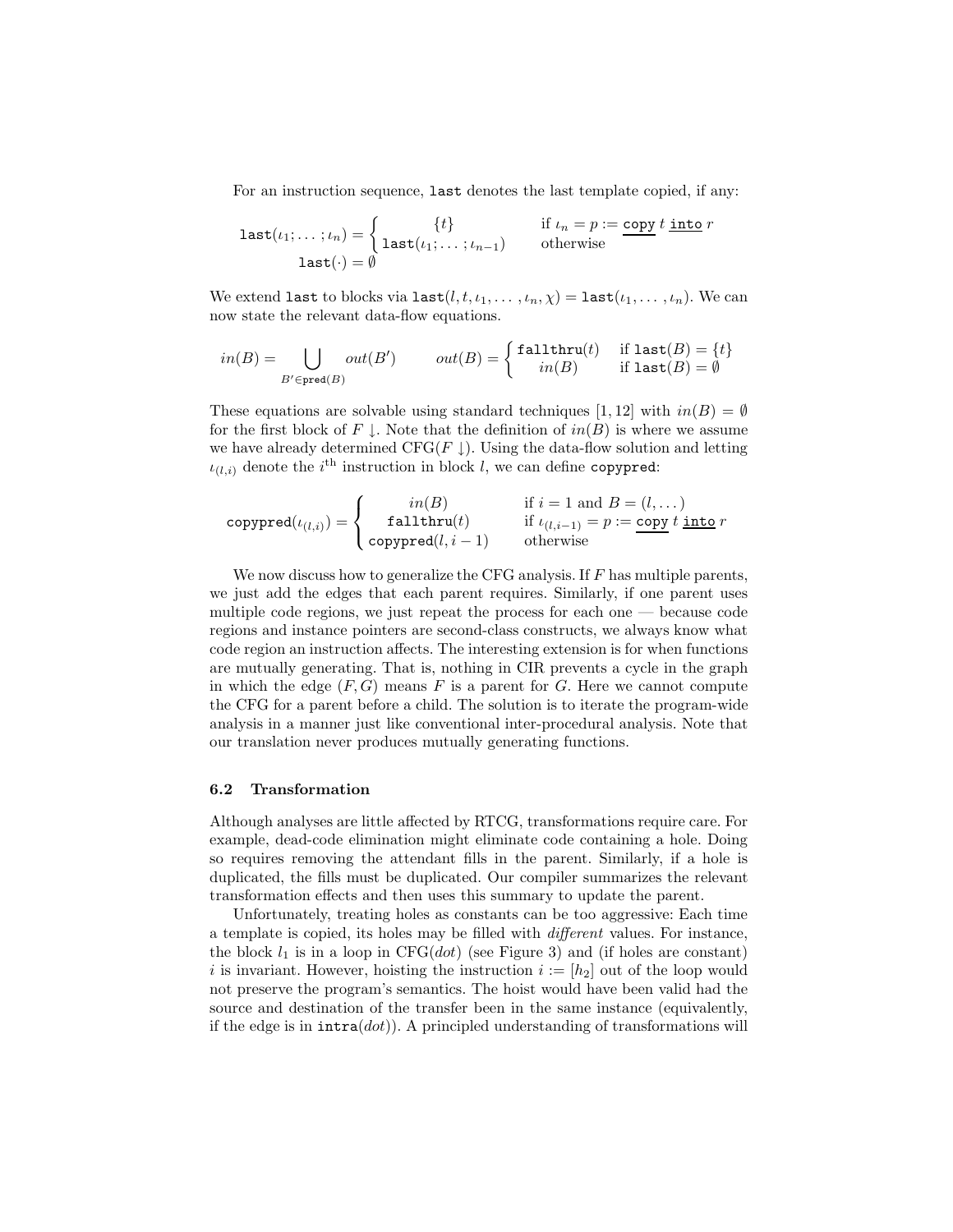For an instruction sequence, `last` denotes the last template copied, if any:

$$\texttt{last}(\iota_1; \ldots ; \iota_n) = \begin{cases} \{t\} & \text{if } \iota_n = p := \underline{\texttt{copy}}\ t\ \underline{\texttt{into}}\ r \\ \texttt{last}(\iota_1; \ldots ; \iota_{n-1}) & \text{otherwise} \end{cases}$$
$$\texttt{last}(\cdot) = \emptyset$$

We extend `last` to blocks via $\texttt{last}(l, t, \iota_1, \ldots, \iota_n, \chi) = \texttt{last}(\iota_1, \ldots, \iota_n)$. We can now state the relevant data-flow equations.

$$in(B) = \bigcup_{B' \in \texttt{pred}(B)} out(B') \qquad out(B) = \begin{cases} \texttt{fallthru}(t) & \text{if } \texttt{last}(B) = \{t\} \\ in(B) & \text{if } \texttt{last}(B) = \emptyset \end{cases}$$

These equations are solvable using standard techniques [1, 12] with $in(B) = \emptyset$ for the first block of $F \downarrow$. Note that the definition of $in(B)$ is where we assume we have already determined $\text{CFG}(F \downarrow)$. Using the data-flow solution and letting $\iota_{(l,i)}$ denote the $i^{\text{th}}$ instruction in block $l$, we can define `copypred`:

$$\texttt{copypred}(\iota_{(l,i)}) = \begin{cases} in(B) & \text{if } i = 1 \text{ and } B = (l, \ldots) \\ \texttt{fallthru}(t) & \text{if } \iota_{(l,i-1)} = p := \underline{\texttt{copy}}\ t\ \underline{\texttt{into}}\ r \\ \texttt{copypred}(l, i-1) & \text{otherwise} \end{cases}$$

We now discuss how to generalize the CFG analysis. If $F$ has multiple parents, we just add the edges that each parent requires. Similarly, if one parent uses multiple code regions, we just repeat the process for each one — because code regions and instance pointers are second-class constructs, we always know what code region an instruction affects. The interesting extension is for when functions are mutually generating. That is, nothing in CIR prevents a cycle in the graph in which the edge $(F, G)$ means $F$ is a parent for $G$. Here we cannot compute the CFG for a parent before a child. The solution is to iterate the program-wide analysis in a manner just like conventional inter-procedural analysis. Note that our translation never produces mutually generating functions.

### 6.2 Transformation

Although analyses are little affected by RTCG, transformations require care. For example, dead-code elimination might eliminate code containing a hole. Doing so requires removing the attendant fills in the parent. Similarly, if a hole is duplicated, the fills must be duplicated. Our compiler summarizes the relevant transformation effects and then uses this summary to update the parent.

Unfortunately, treating holes as constants can be too aggressive: Each time a template is copied, its holes may be filled with *different* values. For instance, the block $l_1$ is in a loop in $\text{CFG}(dot)$ (see Figure 3) and (if holes are constant) $i$ is invariant. However, hoisting the instruction $i := [h_2]$ out of the loop would not preserve the program's semantics. The hoist would have been valid had the source and destination of the transfer been in the same instance (equivalently, if the edge is in $\texttt{intra}(dot)$). A principled understanding of transformations will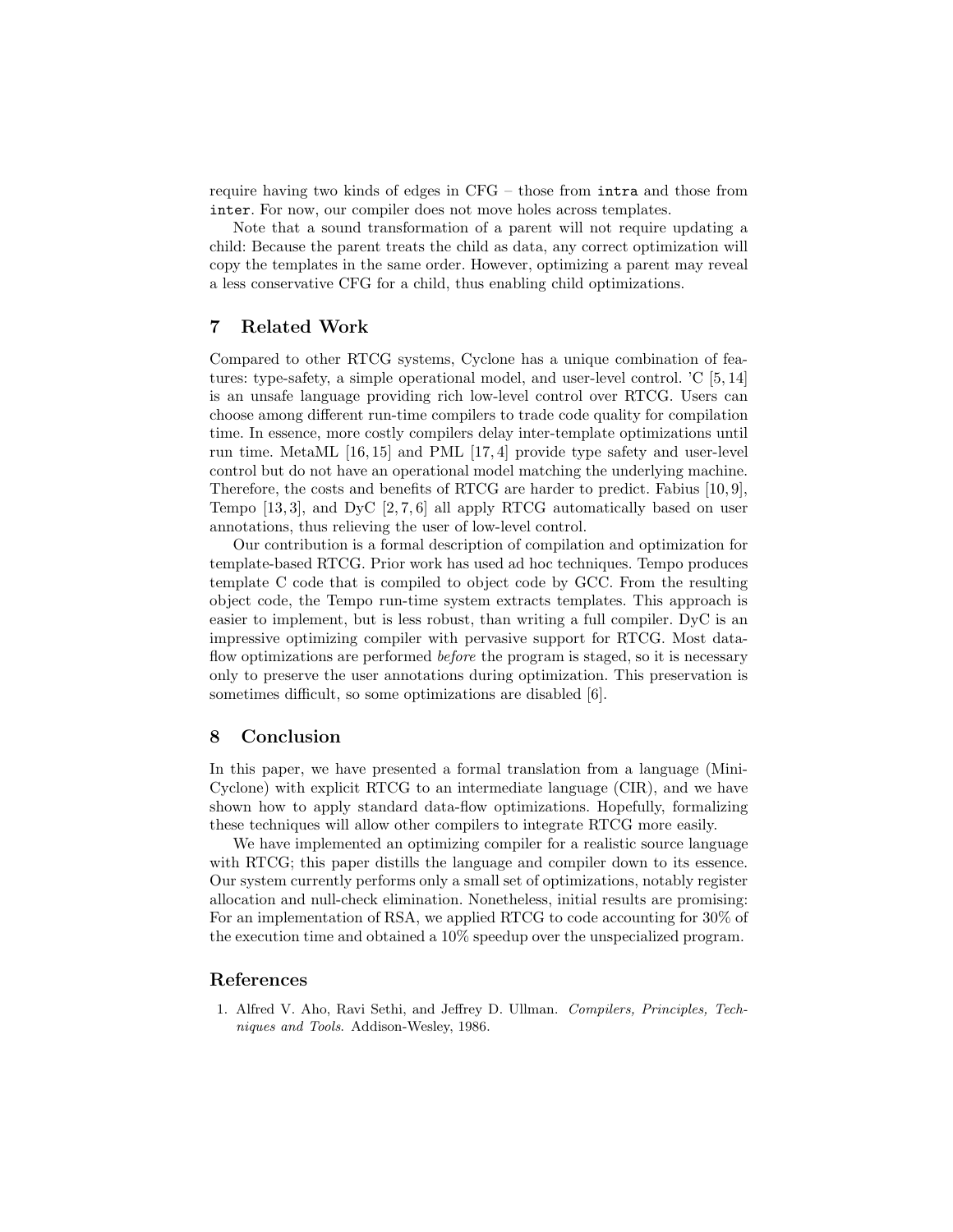require having two kinds of edges in CFG – those from `intra` and those from `inter`. For now, our compiler does not move holes across templates.

Note that a sound transformation of a parent will not require updating a child: Because the parent treats the child as data, any correct optimization will copy the templates in the same order. However, optimizing a parent may reveal a less conservative CFG for a child, thus enabling child optimizations.

## 7 Related Work

Compared to other RTCG systems, Cyclone has a unique combination of features: type-safety, a simple operational model, and user-level control. 'C [5, 14] is an unsafe language providing rich low-level control over RTCG. Users can choose among different run-time compilers to trade code quality for compilation time. In essence, more costly compilers delay inter-template optimizations until run time. MetaML [16, 15] and PML [17, 4] provide type safety and user-level control but do not have an operational model matching the underlying machine. Therefore, the costs and benefits of RTCG are harder to predict. Fabius [10, 9], Tempo [13, 3], and DyC [2, 7, 6] all apply RTCG automatically based on user annotations, thus relieving the user of low-level control.

Our contribution is a formal description of compilation and optimization for template-based RTCG. Prior work has used ad hoc techniques. Tempo produces template C code that is compiled to object code by GCC. From the resulting object code, the Tempo run-time system extracts templates. This approach is easier to implement, but is less robust, than writing a full compiler. DyC is an impressive optimizing compiler with pervasive support for RTCG. Most data-flow optimizations are performed *before* the program is staged, so it is necessary only to preserve the user annotations during optimization. This preservation is sometimes difficult, so some optimizations are disabled [6].

## 8 Conclusion

In this paper, we have presented a formal translation from a language (Mini-Cyclone) with explicit RTCG to an intermediate language (CIR), and we have shown how to apply standard data-flow optimizations. Hopefully, formalizing these techniques will allow other compilers to integrate RTCG more easily.

We have implemented an optimizing compiler for a realistic source language with RTCG; this paper distills the language and compiler down to its essence. Our system currently performs only a small set of optimizations, notably register allocation and null-check elimination. Nonetheless, initial results are promising: For an implementation of RSA, we applied RTCG to code accounting for 30% of the execution time and obtained a 10% speedup over the unspecialized program.

## References

1. Alfred V. Aho, Ravi Sethi, and Jeffrey D. Ullman. *Compilers, Principles, Techniques and Tools*. Addison-Wesley, 1986.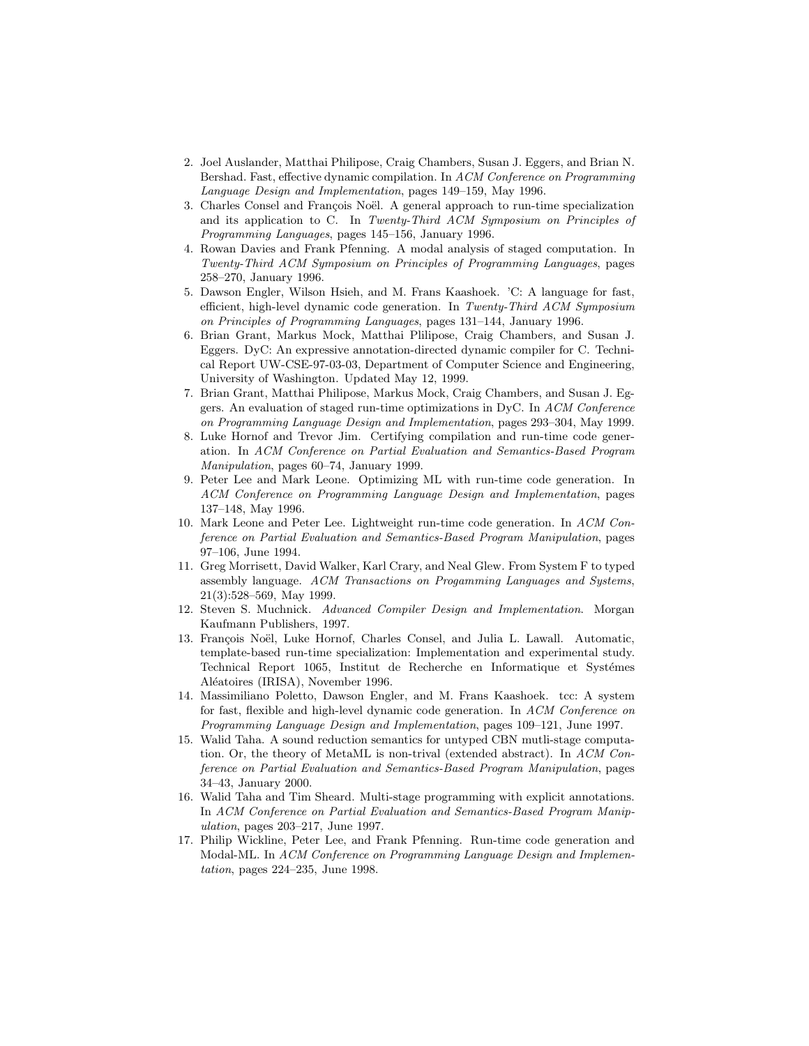2. Joel Auslander, Matthai Philipose, Craig Chambers, Susan J. Eggers, and Brian N. Bershad. Fast, effective dynamic compilation. In *ACM Conference on Programming Language Design and Implementation*, pages 149–159, May 1996.
3. Charles Consel and François Noël. A general approach to run-time specialization and its application to C. In *Twenty-Third ACM Symposium on Principles of Programming Languages*, pages 145–156, January 1996.
4. Rowan Davies and Frank Pfenning. A modal analysis of staged computation. In *Twenty-Third ACM Symposium on Principles of Programming Languages*, pages 258–270, January 1996.
5. Dawson Engler, Wilson Hsieh, and M. Frans Kaashoek. 'C: A language for fast, efficient, high-level dynamic code generation. In *Twenty-Third ACM Symposium on Principles of Programming Languages*, pages 131–144, January 1996.
6. Brian Grant, Markus Mock, Matthai Plilipose, Craig Chambers, and Susan J. Eggers. DyC: An expressive annotation-directed dynamic compiler for C. Technical Report UW-CSE-97-03-03, Department of Computer Science and Engineering, University of Washington. Updated May 12, 1999.
7. Brian Grant, Matthai Philipose, Markus Mock, Craig Chambers, and Susan J. Eggers. An evaluation of staged run-time optimizations in DyC. In *ACM Conference on Programming Language Design and Implementation*, pages 293–304, May 1999.
8. Luke Hornof and Trevor Jim. Certifying compilation and run-time code generation. In *ACM Conference on Partial Evaluation and Semantics-Based Program Manipulation*, pages 60–74, January 1999.
9. Peter Lee and Mark Leone. Optimizing ML with run-time code generation. In *ACM Conference on Programming Language Design and Implementation*, pages 137–148, May 1996.
10. Mark Leone and Peter Lee. Lightweight run-time code generation. In *ACM Conference on Partial Evaluation and Semantics-Based Program Manipulation*, pages 97–106, June 1994.
11. Greg Morrisett, David Walker, Karl Crary, and Neal Glew. From System F to typed assembly language. *ACM Transactions on Progamming Languages and Systems*, 21(3):528–569, May 1999.
12. Steven S. Muchnick. *Advanced Compiler Design and Implementation*. Morgan Kaufmann Publishers, 1997.
13. François Noël, Luke Hornof, Charles Consel, and Julia L. Lawall. Automatic, template-based run-time specialization: Implementation and experimental study. Technical Report 1065, Institut de Recherche en Informatique et Systémes Aléatoires (IRISA), November 1996.
14. Massimiliano Poletto, Dawson Engler, and M. Frans Kaashoek. tcc: A system for fast, flexible and high-level dynamic code generation. In *ACM Conference on Programming Language Design and Implementation*, pages 109–121, June 1997.
15. Walid Taha. A sound reduction semantics for untyped CBN mutli-stage computation. Or, the theory of MetaML is non-trival (extended abstract). In *ACM Conference on Partial Evaluation and Semantics-Based Program Manipulation*, pages 34–43, January 2000.
16. Walid Taha and Tim Sheard. Multi-stage programming with explicit annotations. In *ACM Conference on Partial Evaluation and Semantics-Based Program Manipulation*, pages 203–217, June 1997.
17. Philip Wickline, Peter Lee, and Frank Pfenning. Run-time code generation and Modal-ML. In *ACM Conference on Programming Language Design and Implementation*, pages 224–235, June 1998.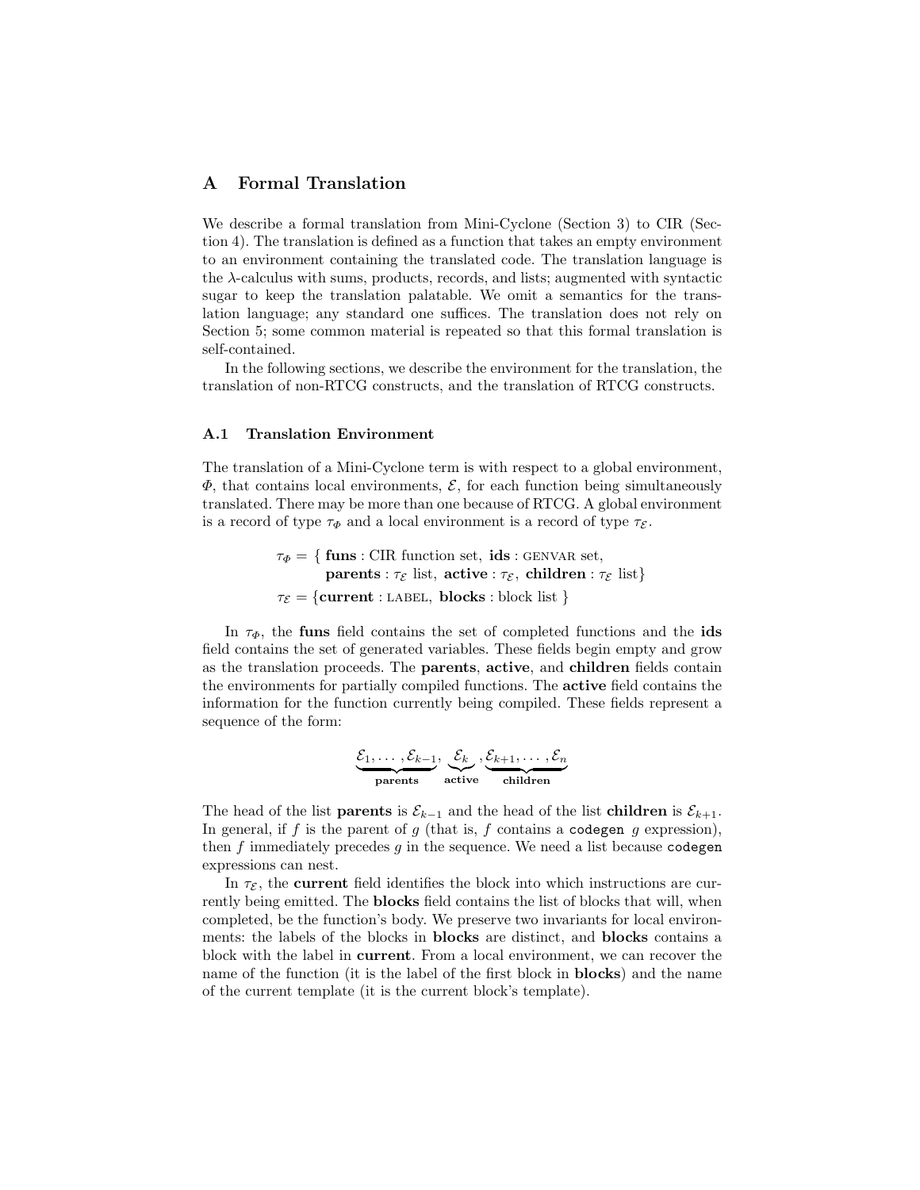# A Formal Translation

We describe a formal translation from Mini-Cyclone (Section 3) to CIR (Section 4). The translation is defined as a function that takes an empty environment to an environment containing the translated code. The translation language is the $\lambda$-calculus with sums, products, records, and lists; augmented with syntactic sugar to keep the translation palatable. We omit a semantics for the translation language; any standard one suffices. The translation does not rely on Section 5; some common material is repeated so that this formal translation is self-contained.

In the following sections, we describe the environment for the translation, the translation of non-RTCG constructs, and the translation of RTCG constructs.

## A.1 Translation Environment

The translation of a Mini-Cyclone term is with respect to a global environment, $\Phi$, that contains local environments, $\mathcal{E}$, for each function being simultaneously translated. There may be more than one because of RTCG. A global environment is a record of type $\tau_\Phi$ and a local environment is a record of type $\tau_\mathcal{E}$.

$$
\begin{aligned}
\tau_\Phi = \{\ & \textbf{funs} : \text{CIR function set},\ \textbf{ids} : \text{GENVAR set},\\
& \textbf{parents} : \tau_\mathcal{E}\ \text{list},\ \textbf{active} : \tau_\mathcal{E},\ \textbf{children} : \tau_\mathcal{E}\ \text{list}\}\\
\tau_\mathcal{E} = \{ & \textbf{current} : \text{LABEL},\ \textbf{blocks} : \text{block list}\ \}
\end{aligned}
$$

In $\tau_\Phi$, the **funs** field contains the set of completed functions and the **ids** field contains the set of generated variables. These fields begin empty and grow as the translation proceeds. The **parents**, **active**, and **children** fields contain the environments for partially compiled functions. The **active** field contains the information for the function currently being compiled. These fields represent a sequence of the form:

$$
\underbrace{\mathcal{E}_1, \ldots, \mathcal{E}_{k-1}}_{\textbf{parents}},\ \underbrace{\mathcal{E}_k}_{\textbf{active}},\ \underbrace{\mathcal{E}_{k+1}, \ldots, \mathcal{E}_n}_{\textbf{children}}
$$

The head of the list **parents** is $\mathcal{E}_{k-1}$ and the head of the list **children** is $\mathcal{E}_{k+1}$. In general, if $f$ is the parent of $g$ (that is, $f$ contains a `codegen` $g$ expression), then $f$ immediately precedes $g$ in the sequence. We need a list because `codegen` expressions can nest.

In $\tau_\mathcal{E}$, the **current** field identifies the block into which instructions are currently being emitted. The **blocks** field contains the list of blocks that will, when completed, be the function's body. We preserve two invariants for local environments: the labels of the blocks in **blocks** are distinct, and **blocks** contains a block with the label in **current**. From a local environment, we can recover the name of the function (it is the label of the first block in **blocks**) and the name of the current template (it is the current block's template).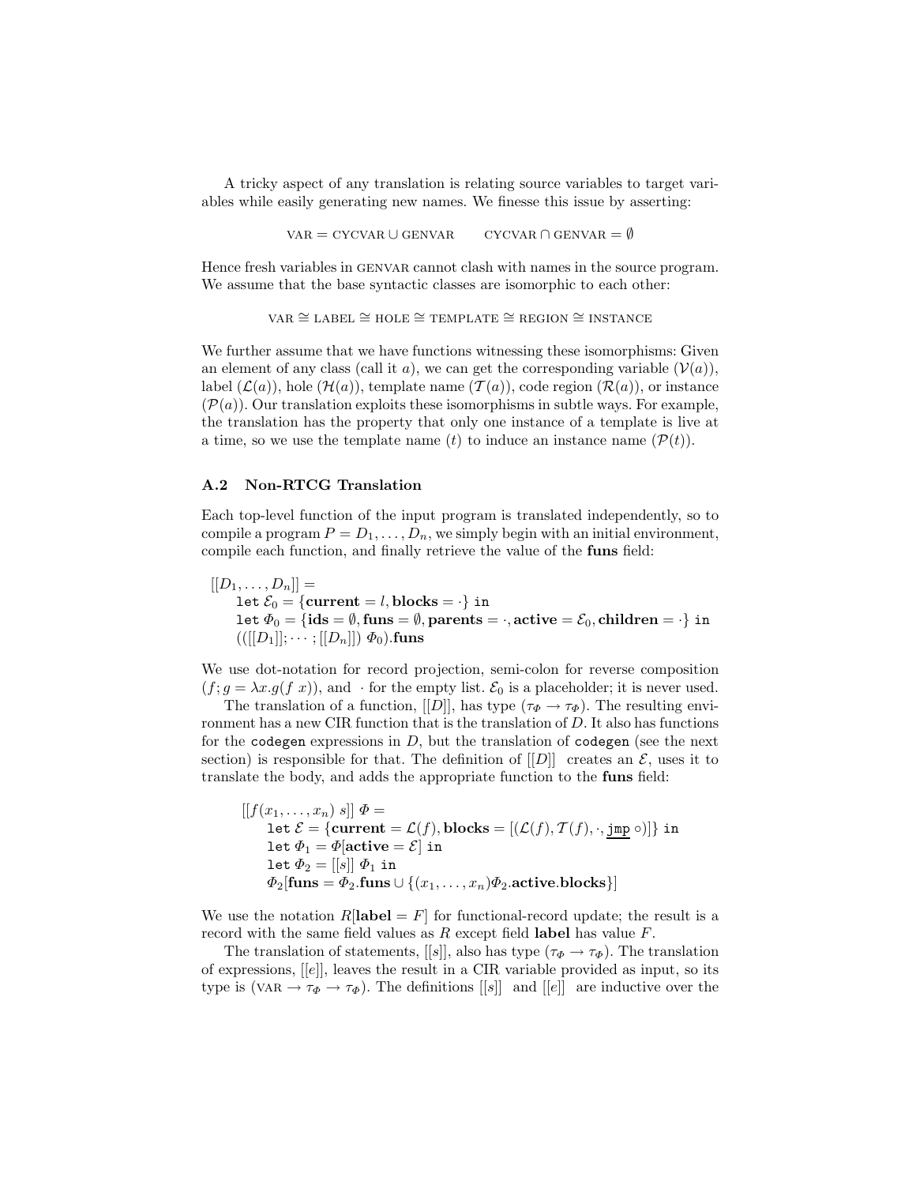A tricky aspect of any translation is relating source variables to target variables while easily generating new names. We finesse this issue by asserting:

$$\text{VAR} = \text{CYCVAR} \cup \text{GENVAR} \qquad \text{CYCVAR} \cap \text{GENVAR} = \emptyset$$

Hence fresh variables in GENVAR cannot clash with names in the source program. We assume that the base syntactic classes are isomorphic to each other:

$$\text{VAR} \cong \text{LABEL} \cong \text{HOLE} \cong \text{TEMPLATE} \cong \text{REGION} \cong \text{INSTANCE}$$

We further assume that we have functions witnessing these isomorphisms: Given an element of any class (call it $a$), we can get the corresponding variable ($\mathcal{V}(a)$), label ($\mathcal{L}(a)$), hole ($\mathcal{H}(a)$), template name ($\mathcal{T}(a)$), code region ($\mathcal{R}(a)$), or instance ($\mathcal{P}(a)$). Our translation exploits these isomorphisms in subtle ways. For example, the translation has the property that only one instance of a template is live at a time, so we use the template name ($t$) to induce an instance name ($\mathcal{P}(t)$).

### A.2 Non-RTCG Translation

Each top-level function of the input program is translated independently, so to compile a program $P = D_1, \ldots, D_n$, we simply begin with an initial environment, compile each function, and finally retrieve the value of the **funs** field:

$$
\begin{array}{l}
[[D_1, \ldots, D_n]] = \\
\quad \texttt{let } \mathcal{E}_0 = \{\textbf{current} = l, \textbf{blocks} = \cdot\} \texttt{ in} \\
\quad \texttt{let } \Phi_0 = \{\textbf{ids} = \emptyset, \textbf{funs} = \emptyset, \textbf{parents} = \cdot, \textbf{active} = \mathcal{E}_0, \textbf{children} = \cdot\} \texttt{ in} \\
\quad (([[D_1]]; \cdots ; [[D_n]])\ \Phi_0).\textbf{funs}
\end{array}
$$

We use dot-notation for record projection, semi-colon for reverse composition ($f; g = \lambda x.g(f\ x)$), and $\cdot$ for the empty list. $\mathcal{E}_0$ is a placeholder; it is never used.

The translation of a function, $[[D]]$, has type ($\tau_\Phi \rightarrow \tau_\Phi$). The resulting environment has a new CIR function that is the translation of $D$. It also has functions for the `codegen` expressions in $D$, but the translation of `codegen` (see the next section) is responsible for that. The definition of $[[D]]$ creates an $\mathcal{E}$, uses it to translate the body, and adds the appropriate function to the **funs** field:

$$
\begin{array}{l}
[[f(x_1, \ldots, x_n)\ s]]\ \Phi = \\
\quad \texttt{let } \mathcal{E} = \{\textbf{current} = \mathcal{L}(f), \textbf{blocks} = [(\mathcal{L}(f), \mathcal{T}(f), \cdot, \underline{\texttt{jmp}}\ \circ)]\} \texttt{ in} \\
\quad \texttt{let } \Phi_1 = \Phi[\textbf{active} = \mathcal{E}] \texttt{ in} \\
\quad \texttt{let } \Phi_2 = [[s]]\ \Phi_1 \texttt{ in} \\
\quad \Phi_2[\textbf{funs} = \Phi_2.\textbf{funs} \cup \{(x_1, \ldots, x_n)\Phi_2.\textbf{active}.\textbf{blocks}\}]
\end{array}
$$

We use the notation $R[\textbf{label} = F]$ for functional-record update; the result is a record with the same field values as $R$ except field **label** has value $F$.

The translation of statements, $[[s]]$, also has type ($\tau_\Phi \rightarrow \tau_\Phi$). The translation of expressions, $[[e]]$, leaves the result in a CIR variable provided as input, so its type is ($\text{VAR} \rightarrow \tau_\Phi \rightarrow \tau_\Phi$). The definitions $[[s]]$ and $[[e]]$ are inductive over the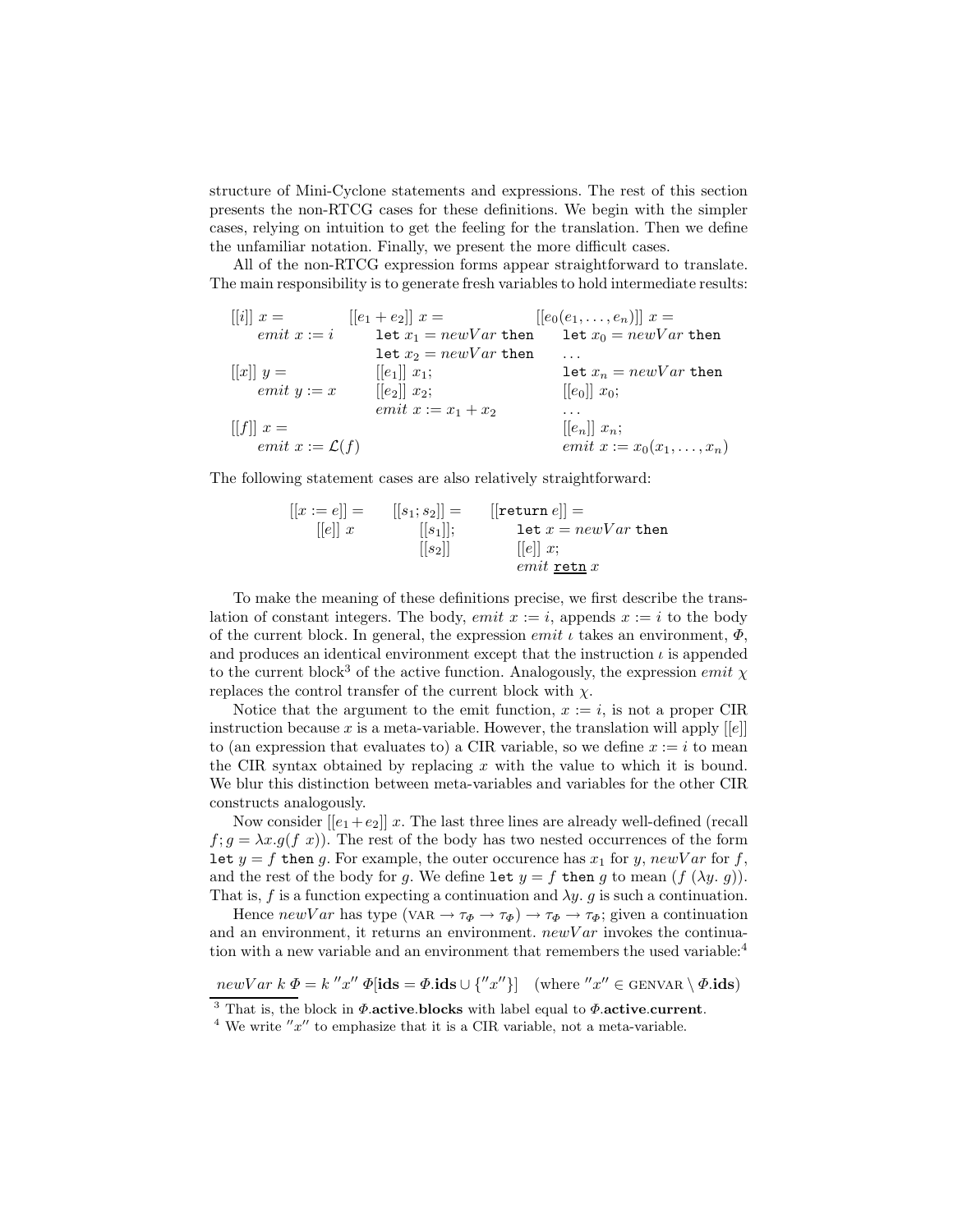structure of Mini-Cyclone statements and expressions. The rest of this section presents the non-RTCG cases for these definitions. We begin with the simpler cases, relying on intuition to get the feeling for the translation. Then we define the unfamiliar notation. Finally, we present the more difficult cases.

All of the non-RTCG expression forms appear straightforward to translate. The main responsibility is to generate fresh variables to hold intermediate results:

$$
\begin{array}{lll}
[[i]]\ x = & [[e_1 + e_2]]\ x = & [[e_0(e_1, \ldots, e_n)]]\ x = \\
\quad emit\ x := i & \quad \texttt{let}\ x_1 = newVar\ \texttt{then} & \quad \texttt{let}\ x_0 = newVar\ \texttt{then} \\
 & \quad \texttt{let}\ x_2 = newVar\ \texttt{then} & \quad \ldots \\
[[x]]\ y = & \quad [[e_1]]\ x_1; & \quad \texttt{let}\ x_n = newVar\ \texttt{then} \\
\quad emit\ y := x & \quad [[e_2]]\ x_2; & \quad [[e_0]]\ x_0; \\
 & \quad emit\ x := x_1 + x_2 & \quad \ldots \\
[[f]]\ x = & & \quad [[e_n]]\ x_n; \\
\quad emit\ x := \mathcal{L}(f) & & \quad emit\ x := x_0(x_1, \ldots, x_n)
\end{array}
$$

The following statement cases are also relatively straightforward:

$$
\begin{array}{lll}
[[x := e]] = & [[s_1; s_2]] = & [[\texttt{return}\ e]] = \\
\quad [[e]]\ x & \quad [[s_1]]; & \quad \texttt{let}\ x = newVar\ \texttt{then} \\
 & \quad [[s_2]] & \quad [[e]]\ x; \\
 & & \quad emit\ \underline{\texttt{retn}}\ x
\end{array}
$$

To make the meaning of these definitions precise, we first describe the translation of constant integers. The body, $emit\ x := i$, appends $x := i$ to the body of the current block. In general, the expression $emit\ \iota$ takes an environment, $\Phi$, and produces an identical environment except that the instruction $\iota$ is appended to the current block[3] of the active function. Analogously, the expression $emit\ \chi$ replaces the control transfer of the current block with $\chi$.

Notice that the argument to the emit function, $x := i$, is not a proper CIR instruction because $x$ is a meta-variable. However, the translation will apply $[[e]]$ to (an expression that evaluates to) a CIR variable, so we define $x := i$ to mean the CIR syntax obtained by replacing $x$ with the value to which it is bound. We blur this distinction between meta-variables and variables for the other CIR constructs analogously.

Now consider $[[e_1 + e_2]]\ x$. The last three lines are already well-defined (recall $f; g = \lambda x.g(f\ x)$). The rest of the body has two nested occurrences of the form `let` $y = f$ `then` $g$. For example, the outer occurence has $x_1$ for $y$, $newVar$ for $f$, and the rest of the body for $g$. We define `let` $y = f$ `then` $g$ to mean $(f\ (\lambda y.\ g))$. That is, $f$ is a function expecting a continuation and $\lambda y.\ g$ is such a continuation.

Hence $newVar$ has type $(\text{VAR} \rightarrow \tau_\Phi \rightarrow \tau_\Phi) \rightarrow \tau_\Phi \rightarrow \tau_\Phi$; given a continuation and an environment, it returns an environment. $newVar$ invokes the continuation with a new variable and an environment that remembers the used variable:[4]

$$newVar\ k\ \Phi = k\ ''x''\ \Phi[\mathbf{ids} = \Phi.\mathbf{ids} \cup \{''x''\}] \quad (\text{where } ''x'' \in \text{GENVAR} \setminus \Phi.\mathbf{ids})$$

[3] That is, the block in $\Phi.\mathbf{active}.\mathbf{blocks}$ with label equal to $\Phi.\mathbf{active}.\mathbf{current}$.

[4] We write $''x''$ to emphasize that it is a CIR variable, not a meta-variable.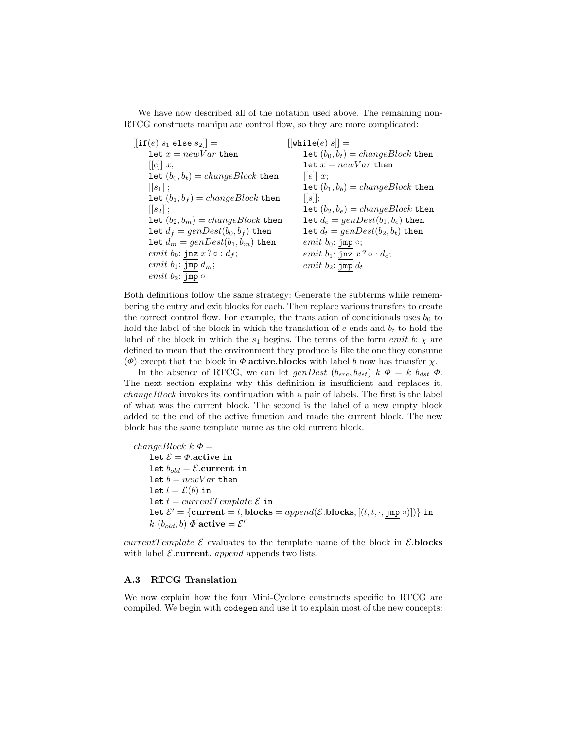We have now described all of the notation used above. The remaining non-RTCG constructs manipulate control flow, so they are more complicated:

$$
\begin{array}{l}
[[\texttt{if}(e)\ s_1\ \texttt{else}\ s_2]] = \\
\quad \texttt{let}\ x = newVar\ \texttt{then} \\
\quad [[e]]\ x; \\
\quad \texttt{let}\ (b_0, b_t) = changeBlock\ \texttt{then} \\
\quad [[s_1]]; \\
\quad \texttt{let}\ (b_1, b_f) = changeBlock\ \texttt{then} \\
\quad [[s_2]]; \\
\quad \texttt{let}\ (b_2, b_m) = changeBlock\ \texttt{then} \\
\quad \texttt{let}\ d_f = genDest(b_0, b_f)\ \texttt{then} \\
\quad \texttt{let}\ d_m = genDest(b_1, b_m)\ \texttt{then} \\
\quad emit\ b_0\text{: } \underline{\texttt{jnz}}\ x\,?\circ : d_f; \\
\quad emit\ b_1\text{: } \underline{\texttt{jmp}}\ d_m; \\
\quad emit\ b_2\text{: } \underline{\texttt{jmp}}\ \circ
\end{array}
\qquad
\begin{array}{l}
[[\texttt{while}(e)\ s]] = \\
\quad \texttt{let}\ (b_0, b_t) = changeBlock\ \texttt{then} \\
\quad \texttt{let}\ x = newVar\ \texttt{then} \\
\quad [[e]]\ x; \\
\quad \texttt{let}\ (b_1, b_b) = changeBlock\ \texttt{then} \\
\quad [[s]]; \\
\quad \texttt{let}\ (b_2, b_e) = changeBlock\ \texttt{then} \\
\quad \texttt{let}\ d_e = genDest(b_1, b_e)\ \texttt{then} \\
\quad \texttt{let}\ d_t = genDest(b_2, b_t)\ \texttt{then} \\
\quad emit\ b_0\text{: } \underline{\texttt{jmp}}\ \circ; \\
\quad emit\ b_1\text{: } \underline{\texttt{jnz}}\ x\,?\circ : d_e; \\
\quad emit\ b_2\text{: } \underline{\texttt{jmp}}\ d_t
\end{array}
$$

Both definitions follow the same strategy: Generate the subterms while remembering the entry and exit blocks for each. Then replace various transfers to create the correct control flow. For example, the translation of conditionals uses $b_0$ to hold the label of the block in which the translation of $e$ ends and $b_t$ to hold the label of the block in which the $s_1$ begins. The terms of the form $emit\ b$: $\chi$ are defined to mean that the environment they produce is like the one they consume ($\Phi$) except that the block in $\Phi$.**active**.**blocks** with label $b$ now has transfer $\chi$.

In the absence of RTCG, we can let $genDest\ (b_{src}, b_{dst})\ k\ \Phi = k\ b_{dst}\ \Phi$. The next section explains why this definition is insufficient and replaces it. *changeBlock* invokes its continuation with a pair of labels. The first is the label of what was the current block. The second is the label of a new empty block added to the end of the active function and made the current block. The new block has the same template name as the old current block.

$$
\begin{array}{l}
changeBlock\ k\ \Phi = \\
\quad \texttt{let}\ \mathcal{E} = \Phi.\mathbf{active}\ \texttt{in} \\
\quad \texttt{let}\ b_{old} = \mathcal{E}.\mathbf{current}\ \texttt{in} \\
\quad \texttt{let}\ b = newVar\ \texttt{then} \\
\quad \texttt{let}\ l = \mathcal{L}(b)\ \texttt{in} \\
\quad \texttt{let}\ t = currentTemplate\ \mathcal{E}\ \texttt{in} \\
\quad \texttt{let}\ \mathcal{E}' = \{\mathbf{current} = l, \mathbf{blocks} = append(\mathcal{E}.\mathbf{blocks}, [(l, t, \cdot, \underline{\texttt{jmp}}\ \circ)])\}\ \texttt{in} \\
\quad k\ (b_{old}, b)\ \Phi[\mathbf{active} = \mathcal{E}']
\end{array}
$$

*currentTemplate* $\mathcal{E}$ evaluates to the template name of the block in $\mathcal{E}$.**blocks** with label $\mathcal{E}$.**current**. *append* appends two lists.

### A.3 RTCG Translation

We now explain how the four Mini-Cyclone constructs specific to RTCG are compiled. We begin with `codegen` and use it to explain most of the new concepts: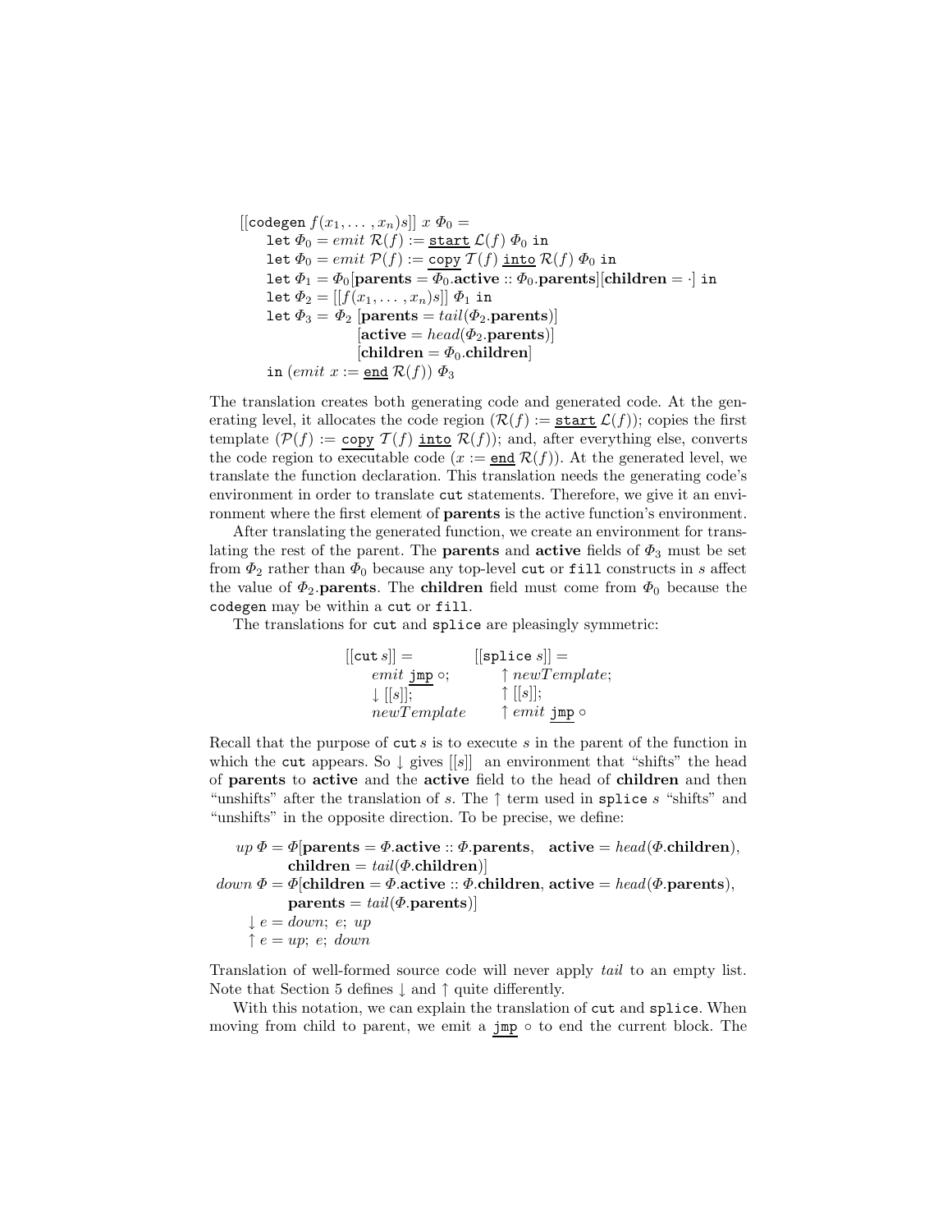$$
\begin{aligned}
&[[\texttt{codegen}\, f(x_1,\ldots,x_n)s]]\ x\ \Phi_0 = \\
&\quad \texttt{let}\ \Phi_0 = \mathit{emit}\ \mathcal{R}(f) := \underline{\texttt{start}}\ \mathcal{L}(f)\ \Phi_0\ \texttt{in} \\
&\quad \texttt{let}\ \Phi_0 = \mathit{emit}\ \mathcal{P}(f) := \underline{\texttt{copy}}\ \mathcal{T}(f)\ \underline{\texttt{into}}\ \mathcal{R}(f)\ \Phi_0\ \texttt{in} \\
&\quad \texttt{let}\ \Phi_1 = \Phi_0[\textbf{parents} = \Phi_0.\textbf{active} :: \Phi_0.\textbf{parents}][\textbf{children} = \cdot]\ \texttt{in} \\
&\quad \texttt{let}\ \Phi_2 = [[f(x_1,\ldots,x_n)s]]\ \Phi_1\ \texttt{in} \\
&\quad \texttt{let}\ \Phi_3 = \Phi_2\ [\textbf{parents} = \mathit{tail}(\Phi_2.\textbf{parents})] \\
&\qquad\qquad\quad [\textbf{active} = \mathit{head}(\Phi_2.\textbf{parents})] \\
&\qquad\qquad\quad [\textbf{children} = \Phi_0.\textbf{children}] \\
&\quad \texttt{in}\ (\mathit{emit}\ x := \underline{\texttt{end}}\ \mathcal{R}(f))\ \Phi_3
\end{aligned}
$$

The translation creates both generating code and generated code. At the generating level, it allocates the code region ($\mathcal{R}(f) := \underline{\texttt{start}}\ \mathcal{L}(f)$); copies the first template ($\mathcal{P}(f) := \underline{\texttt{copy}}\ \mathcal{T}(f)\ \underline{\texttt{into}}\ \mathcal{R}(f)$); and, after everything else, converts the code region to executable code ($x := \underline{\texttt{end}}\ \mathcal{R}(f)$). At the generated level, we translate the function declaration. This translation needs the generating code's environment in order to translate `cut` statements. Therefore, we give it an environment where the first element of **parents** is the active function's environment.

After translating the generated function, we create an environment for translating the rest of the parent. The **parents** and **active** fields of $\Phi_3$ must be set from $\Phi_2$ rather than $\Phi_0$ because any top-level `cut` or `fill` constructs in $s$ affect the value of $\Phi_2$.**parents**. The **children** field must come from $\Phi_0$ because the `codegen` may be within a `cut` or `fill`.

The translations for `cut` and `splice` are pleasingly symmetric:

$$
\begin{array}{ll}
[[\texttt{cut}\, s]] = & [[\texttt{splice}\, s]] = \\
\quad \mathit{emit}\ \underline{\texttt{jmp}} \circ; & \quad \uparrow \mathit{newTemplate}; \\
\quad \downarrow [[s]]; & \quad \uparrow [[s]]; \\
\quad \mathit{newTemplate} & \quad \uparrow \mathit{emit}\ \underline{\texttt{jmp}} \circ
\end{array}
$$

Recall that the purpose of `cut` $s$ is to execute $s$ in the parent of the function in which the `cut` appears. So $\downarrow$ gives $[[s]]$ an environment that "shifts" the head of **parents** to **active** and the **active** field to the head of **children** and then "unshifts" after the translation of $s$. The $\uparrow$ term used in `splice` $s$ "shifts" and "unshifts" in the opposite direction. To be precise, we define:

$$
\begin{aligned}
\mathit{up}\ \Phi &= \Phi[\textbf{parents} = \Phi.\textbf{active} :: \Phi.\textbf{parents},\quad \textbf{active} = \mathit{head}(\Phi.\textbf{children}), \\
&\qquad \textbf{children} = \mathit{tail}(\Phi.\textbf{children})] \\
\mathit{down}\ \Phi &= \Phi[\textbf{children} = \Phi.\textbf{active} :: \Phi.\textbf{children},\ \textbf{active} = \mathit{head}(\Phi.\textbf{parents}), \\
&\qquad \textbf{parents} = \mathit{tail}(\Phi.\textbf{parents})] \\
\downarrow e &= \mathit{down};\ e;\ \mathit{up} \\
\uparrow e &= \mathit{up};\ e;\ \mathit{down}
\end{aligned}
$$

Translation of well-formed source code will never apply *tail* to an empty list. Note that Section 5 defines $\downarrow$ and $\uparrow$ quite differently.

With this notation, we can explain the translation of `cut` and `splice`. When moving from child to parent, we emit a $\underline{\texttt{jmp}} \circ$ to end the current block. The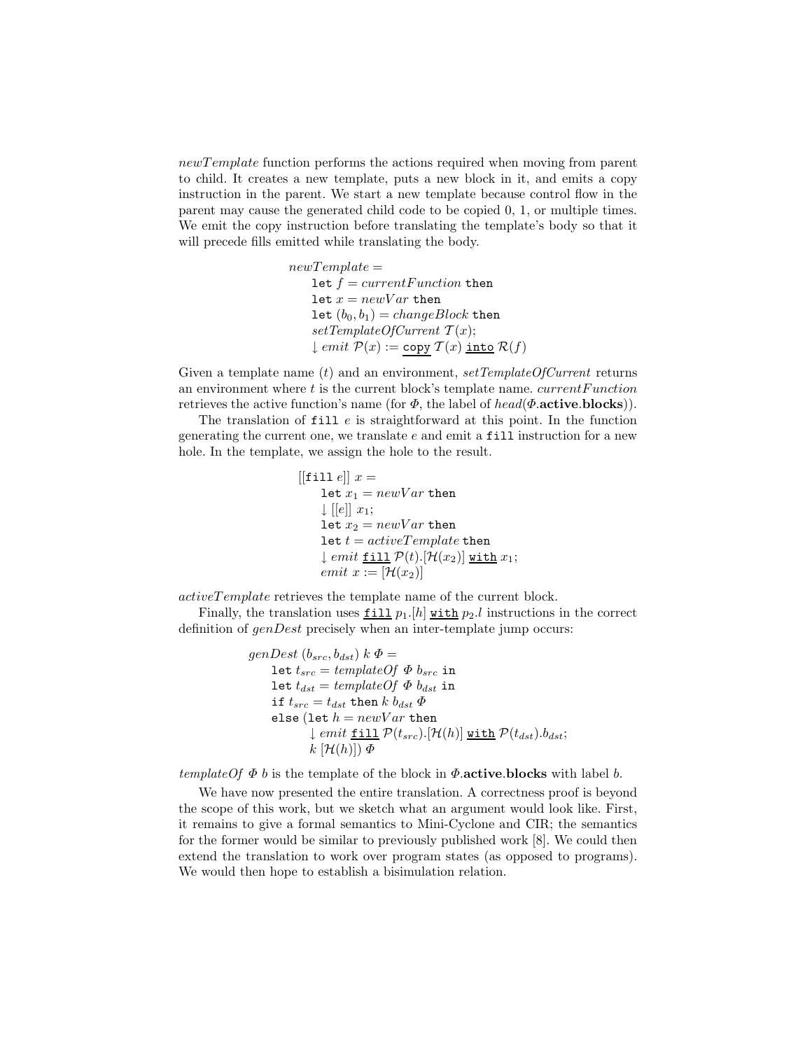*newTemplate* function performs the actions required when moving from parent to child. It creates a new template, puts a new block in it, and emits a copy instruction in the parent. We start a new template because control flow in the parent may cause the generated child code to be copied 0, 1, or multiple times. We emit the copy instruction before translating the template's body so that it will precede fills emitted while translating the body.

$$
\begin{array}{l}
newTemplate = \\
\quad \texttt{let } f = currentFunction \texttt{ then} \\
\quad \texttt{let } x = newVar \texttt{ then} \\
\quad \texttt{let } (b_0, b_1) = changeBlock \texttt{ then} \\
\quad setTemplateOfCurrent\ \mathcal{T}(x); \\
\quad \downarrow emit\ \mathcal{P}(x) := \underline{\texttt{copy}}\ \mathcal{T}(x)\ \underline{\texttt{into}}\ \mathcal{R}(f)
\end{array}
$$

Given a template name ($t$) and an environment, *setTemplateOfCurrent* returns an environment where $t$ is the current block's template name. *currentFunction* retrieves the active function's name (for $\Phi$, the label of $head(\Phi.\textbf{active}.\textbf{blocks})$).

The translation of `fill` $e$ is straightforward at this point. In the function generating the current one, we translate $e$ and emit a `fill` instruction for a new hole. In the template, we assign the hole to the result.

$$
\begin{array}{l}
[[\texttt{fill } e]]\ x = \\
\quad \texttt{let } x_1 = newVar \texttt{ then} \\
\quad \downarrow [[e]]\ x_1; \\
\quad \texttt{let } x_2 = newVar \texttt{ then} \\
\quad \texttt{let } t = activeTemplate \texttt{ then} \\
\quad \downarrow emit\ \underline{\texttt{fill}}\ \mathcal{P}(t).[\mathcal{H}(x_2)]\ \underline{\texttt{with}}\ x_1; \\
\quad emit\ x := [\mathcal{H}(x_2)]
\end{array}
$$

*activeTemplate* retrieves the template name of the current block.

Finally, the translation uses $\underline{\texttt{fill}}\ p_1.[h]\ \underline{\texttt{with}}\ p_2.l$ instructions in the correct definition of *genDest* precisely when an inter-template jump occurs:

$$
\begin{array}{l}
genDest\ (b_{src}, b_{dst})\ k\ \Phi = \\
\quad \texttt{let } t_{src} = templateOf\ \Phi\ b_{src} \texttt{ in} \\
\quad \texttt{let } t_{dst} = templateOf\ \Phi\ b_{dst} \texttt{ in} \\
\quad \texttt{if } t_{src} = t_{dst} \texttt{ then } k\ b_{dst}\ \Phi \\
\quad \texttt{else (let } h = newVar \texttt{ then} \\
\qquad \downarrow emit\ \underline{\texttt{fill}}\ \mathcal{P}(t_{src}).[\mathcal{H}(h)]\ \underline{\texttt{with}}\ \mathcal{P}(t_{dst}).b_{dst}; \\
\qquad k\ [\mathcal{H}(h)])\ \Phi
\end{array}
$$

*templateOf* $\Phi$ $b$ is the template of the block in $\Phi.\textbf{active}.\textbf{blocks}$ with label $b$.

We have now presented the entire translation. A correctness proof is beyond the scope of this work, but we sketch what an argument would look like. First, it remains to give a formal semantics to Mini-Cyclone and CIR; the semantics for the former would be similar to previously published work [8]. We could then extend the translation to work over program states (as opposed to programs). We would then hope to establish a bisimulation relation.